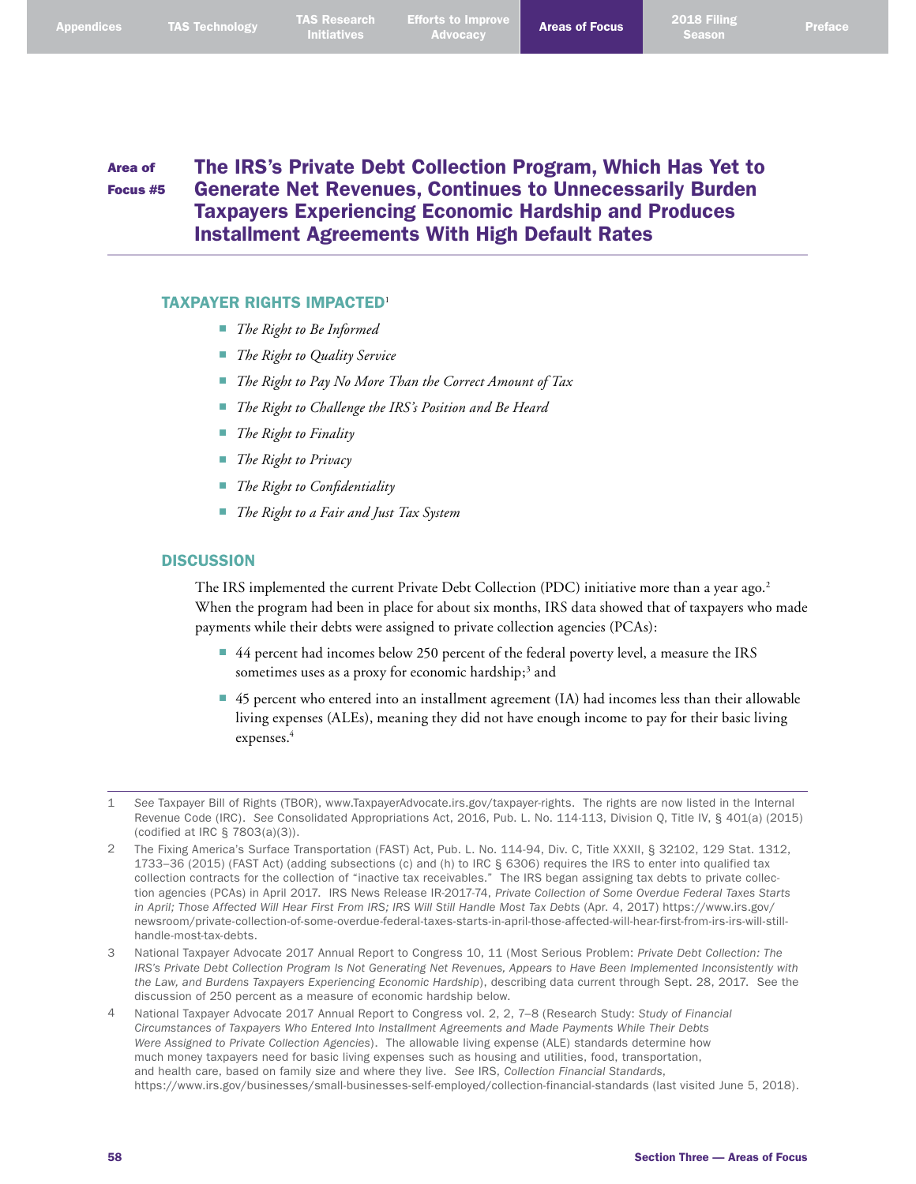## Area of Focus #5 The IRS's Private Debt Collection Program, Which Has Yet to Generate Net Revenues, Continues to Unnecessarily Burden Taxpayers Experiencing Economic Hardship and Produces Installment Agreements With High Default Rates

### TAXPAYER RIGHTS IMPACTED[1]

- *The Right to Be Informed*
- *The Right to Quality Service*
- *The Right to Pay No More Than the Correct Amount of Tax*
- *The Right to Challenge the IRS's Position and Be Heard*
- *The Right to Finality*
- *The Right to Privacy*
- *The Right to Confidentiality*
- *The Right to a Fair and Just Tax System*

### DISCUSSION

The IRS implemented the current Private Debt Collection (PDC) initiative more than a year ago.[2] When the program had been in place for about six months, IRS data showed that of taxpayers who made payments while their debts were assigned to private collection agencies (PCAs):

- 44 percent had incomes below 250 percent of the federal poverty level, a measure the IRS sometimes uses as a proxy for economic hardship;[3] and
- 45 percent who entered into an installment agreement (IA) had incomes less than their allowable living expenses (ALEs), meaning they did not have enough income to pay for their basic living expenses.[4]

---

1 *See* Taxpayer Bill of Rights (TBOR), www.TaxpayerAdvocate.irs.gov/taxpayer-rights. The rights are now listed in the Internal Revenue Code (IRC). *See* Consolidated Appropriations Act, 2016, Pub. L. No. 114-113, Division Q, Title IV, § 401(a) (2015) (codified at IRC § 7803(a)(3)).

2 The Fixing America's Surface Transportation (FAST) Act, Pub. L. No. 114-94, Div. C, Title XXXII, § 32102, 129 Stat. 1312, 1733–36 (2015) (FAST Act) (adding subsections (c) and (h) to IRC § 6306) requires the IRS to enter into qualified tax collection contracts for the collection of "inactive tax receivables." The IRS began assigning tax debts to private collection agencies (PCAs) in April 2017. IRS News Release IR-2017-74, *Private Collection of Some Overdue Federal Taxes Starts in April; Those Affected Will Hear First From IRS; IRS Will Still Handle Most Tax Debts* (Apr. 4, 2017) https://www.irs.gov/newsroom/private-collection-of-some-overdue-federal-taxes-starts-in-april-those-affected-will-hear-first-from-irs-irs-will-still-handle-most-tax-debts.

3 National Taxpayer Advocate 2017 Annual Report to Congress 10, 11 (Most Serious Problem: *Private Debt Collection: The IRS's Private Debt Collection Program Is Not Generating Net Revenues, Appears to Have Been Implemented Inconsistently with the Law, and Burdens Taxpayers Experiencing Economic Hardship*), describing data current through Sept. 28, 2017. See the discussion of 250 percent as a measure of economic hardship below.

4 National Taxpayer Advocate 2017 Annual Report to Congress vol. 2, 2, 7–8 (Research Study: *Study of Financial Circumstances of Taxpayers Who Entered Into Installment Agreements and Made Payments While Their Debts Were Assigned to Private Collection Agencies*). The allowable living expense (ALE) standards determine how much money taxpayers need for basic living expenses such as housing and utilities, food, transportation, and health care, based on family size and where they live. *See* IRS, *Collection Financial Standards*, https://www.irs.gov/businesses/small-businesses-self-employed/collection-financial-standards (last visited June 5, 2018).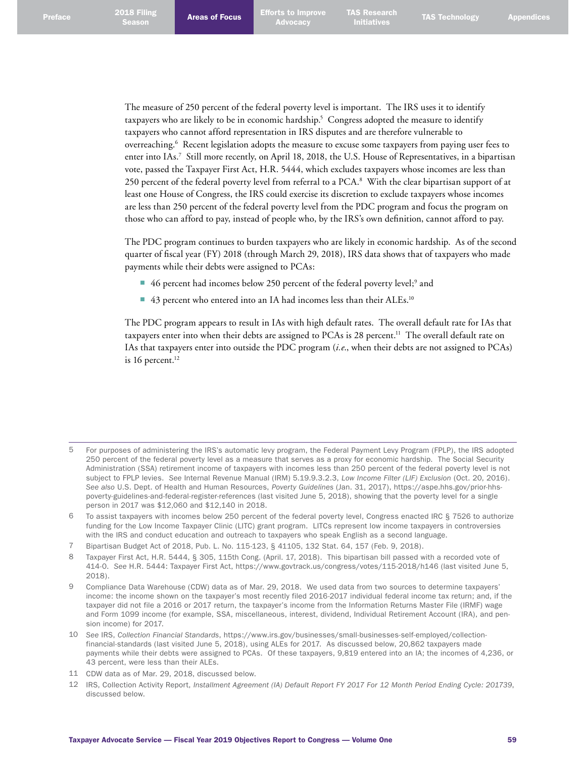The measure of 250 percent of the federal poverty level is important. The IRS uses it to identify taxpayers who are likely to be in economic hardship.[5] Congress adopted the measure to identify taxpayers who cannot afford representation in IRS disputes and are therefore vulnerable to overreaching.[6] Recent legislation adopts the measure to excuse some taxpayers from paying user fees to enter into IAs.[7] Still more recently, on April 18, 2018, the U.S. House of Representatives, in a bipartisan vote, passed the Taxpayer First Act, H.R. 5444, which excludes taxpayers whose incomes are less than 250 percent of the federal poverty level from referral to a PCA.[8] With the clear bipartisan support of at least one House of Congress, the IRS could exercise its discretion to exclude taxpayers whose incomes are less than 250 percent of the federal poverty level from the PDC program and focus the program on those who can afford to pay, instead of people who, by the IRS's own definition, cannot afford to pay.

The PDC program continues to burden taxpayers who are likely in economic hardship. As of the second quarter of fiscal year (FY) 2018 (through March 29, 2018), IRS data shows that of taxpayers who made payments while their debts were assigned to PCAs:

- 46 percent had incomes below 250 percent of the federal poverty level;[9] and
- 43 percent who entered into an IA had incomes less than their ALEs.[10]

The PDC program appears to result in IAs with high default rates. The overall default rate for IAs that taxpayers enter into when their debts are assigned to PCAs is 28 percent.[11] The overall default rate on IAs that taxpayers enter into outside the PDC program (*i.e.*, when their debts are not assigned to PCAs) is 16 percent.[12]

---

5 For purposes of administering the IRS's automatic levy program, the Federal Payment Levy Program (FPLP), the IRS adopted 250 percent of the federal poverty level as a measure that serves as a proxy for economic hardship. The Social Security Administration (SSA) retirement income of taxpayers with incomes less than 250 percent of the federal poverty level is not subject to FPLP levies. *See* Internal Revenue Manual (IRM) 5.19.9.3.2.3, *Low Income Filter (LIF) Exclusion* (Oct. 20, 2016). *See also* U.S. Dept. of Health and Human Resources, *Poverty Guidelines* (Jan. 31, 2017), https://aspe.hhs.gov/prior-hhs-poverty-guidelines-and-federal-register-references (last visited June 5, 2018), showing that the poverty level for a single person in 2017 was $12,060 and $12,140 in 2018.

6 To assist taxpayers with incomes below 250 percent of the federal poverty level, Congress enacted IRC § 7526 to authorize funding for the Low Income Taxpayer Clinic (LITC) grant program. LITCs represent low income taxpayers in controversies with the IRS and conduct education and outreach to taxpayers who speak English as a second language.

7 Bipartisan Budget Act of 2018, Pub. L. No. 115-123, § 41105, 132 Stat. 64, 157 (Feb. 9, 2018).

8 Taxpayer First Act, H.R. 5444, § 305, 115th Cong. (April. 17, 2018). This bipartisan bill passed with a recorded vote of 414-0. *See* H.R. 5444: Taxpayer First Act, https://www.govtrack.us/congress/votes/115-2018/h146 (last visited June 5, 2018).

9 Compliance Data Warehouse (CDW) data as of Mar. 29, 2018. We used data from two sources to determine taxpayers' income: the income shown on the taxpayer's most recently filed 2016-2017 individual federal income tax return; and, if the taxpayer did not file a 2016 or 2017 return, the taxpayer's income from the Information Returns Master File (IRMF) wage and Form 1099 income (for example, SSA, miscellaneous, interest, dividend, Individual Retirement Account (IRA), and pension income) for 2017.

10 *See* IRS, *Collection Financial Standards*, https://www.irs.gov/businesses/small-businesses-self-employed/collection-financial-standards (last visited June 5, 2018), using ALEs for 2017. As discussed below, 20,862 taxpayers made payments while their debts were assigned to PCAs. Of these taxpayers, 9,819 entered into an IA; the incomes of 4,236, or 43 percent, were less than their ALEs.

11 CDW data as of Mar. 29, 2018, discussed below.

12 IRS, Collection Activity Report, *Installment Agreement (IA) Default Report FY 2017 For 12 Month Period Ending Cycle: 201739*, discussed below.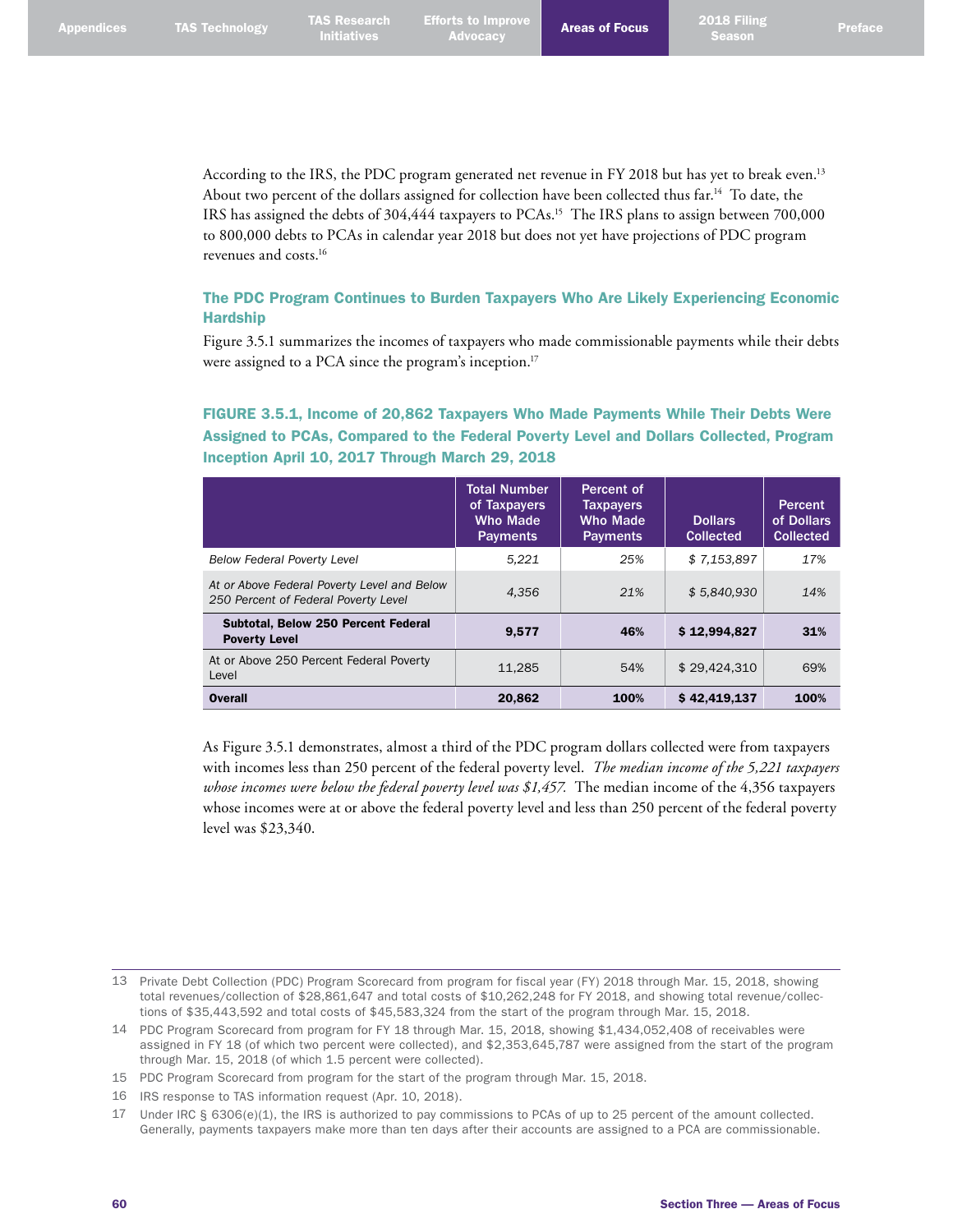According to the IRS, the PDC program generated net revenue in FY 2018 but has yet to break even.[13] About two percent of the dollars assigned for collection have been collected thus far.[14] To date, the IRS has assigned the debts of 304,444 taxpayers to PCAs.[15] The IRS plans to assign between 700,000 to 800,000 debts to PCAs in calendar year 2018 but does not yet have projections of PDC program revenues and costs.[16]

### The PDC Program Continues to Burden Taxpayers Who Are Likely Experiencing Economic Hardship

Figure 3.5.1 summarizes the incomes of taxpayers who made commissionable payments while their debts were assigned to a PCA since the program's inception.[17]

**FIGURE 3.5.1, Income of 20,862 Taxpayers Who Made Payments While Their Debts Were Assigned to PCAs, Compared to the Federal Poverty Level and Dollars Collected, Program Inception April 10, 2017 Through March 29, 2018**

| | Total Number of Taxpayers Who Made Payments | Percent of Taxpayers Who Made Payments | Dollars Collected | Percent of Dollars Collected |
|---|---|---|---|---|
| *Below Federal Poverty Level* | *5,221* | *25%* | *$ 7,153,897* | *17%* |
| *At or Above Federal Poverty Level and Below 250 Percent of Federal Poverty Level* | *4,356* | *21%* | *$ 5,840,930* | *14%* |
| **Subtotal, Below 250 Percent Federal Poverty Level** | **9,577** | **46%** | **$ 12,994,827** | **31%** |
| At or Above 250 Percent Federal Poverty Level | 11,285 | 54% | $ 29,424,310 | 69% |
| **Overall** | **20,862** | **100%** | **$ 42,419,137** | **100%** |

As Figure 3.5.1 demonstrates, almost a third of the PDC program dollars collected were from taxpayers with incomes less than 250 percent of the federal poverty level. *The median income of the 5,221 taxpayers whose incomes were below the federal poverty level was $1,457.* The median income of the 4,356 taxpayers whose incomes were at or above the federal poverty level and less than 250 percent of the federal poverty level was $23,340.

---

13 Private Debt Collection (PDC) Program Scorecard from program for fiscal year (FY) 2018 through Mar. 15, 2018, showing total revenues/collection of $28,861,647 and total costs of $10,262,248 for FY 2018, and showing total revenue/collections of $35,443,592 and total costs of $45,583,324 from the start of the program through Mar. 15, 2018.

14 PDC Program Scorecard from program for FY 18 through Mar. 15, 2018, showing $1,434,052,408 of receivables were assigned in FY 18 (of which two percent were collected), and $2,353,645,787 were assigned from the start of the program through Mar. 15, 2018 (of which 1.5 percent were collected).

15 PDC Program Scorecard from program for the start of the program through Mar. 15, 2018.

16 IRS response to TAS information request (Apr. 10, 2018).

17 Under IRC § 6306(e)(1), the IRS is authorized to pay commissions to PCAs of up to 25 percent of the amount collected. Generally, payments taxpayers make more than ten days after their accounts are assigned to a PCA are commissionable.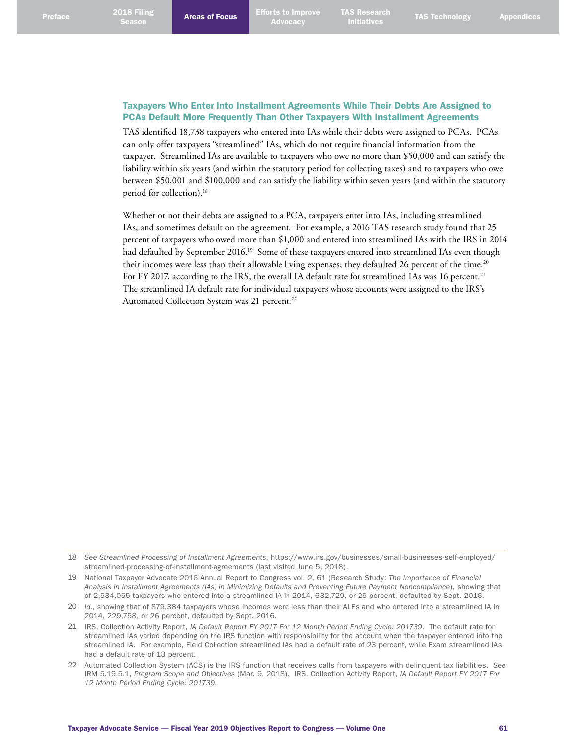### Taxpayers Who Enter Into Installment Agreements While Their Debts Are Assigned to PCAs Default More Frequently Than Other Taxpayers With Installment Agreements

TAS identified 18,738 taxpayers who entered into IAs while their debts were assigned to PCAs. PCAs can only offer taxpayers "streamlined" IAs, which do not require financial information from the taxpayer. Streamlined IAs are available to taxpayers who owe no more than $50,000 and can satisfy the liability within six years (and within the statutory period for collecting taxes) and to taxpayers who owe between $50,001 and $100,000 and can satisfy the liability within seven years (and within the statutory period for collection).[18]

Whether or not their debts are assigned to a PCA, taxpayers enter into IAs, including streamlined IAs, and sometimes default on the agreement. For example, a 2016 TAS research study found that 25 percent of taxpayers who owed more than $1,000 and entered into streamlined IAs with the IRS in 2014 had defaulted by September 2016.[19] Some of these taxpayers entered into streamlined IAs even though their incomes were less than their allowable living expenses; they defaulted 26 percent of the time.[20] For FY 2017, according to the IRS, the overall IA default rate for streamlined IAs was 16 percent.[21] The streamlined IA default rate for individual taxpayers whose accounts were assigned to the IRS's Automated Collection System was 21 percent.[22]

---

18 *See Streamlined Processing of Installment Agreements*, https://www.irs.gov/businesses/small-businesses-self-employed/streamlined-processing-of-installment-agreements (last visited June 5, 2018).

19 National Taxpayer Advocate 2016 Annual Report to Congress vol. 2, 61 (Research Study: *The Importance of Financial Analysis in Installment Agreements (IAs) in Minimizing Defaults and Preventing Future Payment Noncompliance*), showing that of 2,534,055 taxpayers who entered into a streamlined IA in 2014, 632,729, or 25 percent, defaulted by Sept. 2016.

20 *Id.*, showing that of 879,384 taxpayers whose incomes were less than their ALEs and who entered into a streamlined IA in 2014, 229,758, or 26 percent, defaulted by Sept. 2016.

21 IRS, Collection Activity Report, *IA Default Report FY 2017 For 12 Month Period Ending Cycle: 201739*. The default rate for streamlined IAs varied depending on the IRS function with responsibility for the account when the taxpayer entered into the streamlined IA. For example, Field Collection streamlined IAs had a default rate of 23 percent, while Exam streamlined IAs had a default rate of 13 percent.

22 Automated Collection System (ACS) is the IRS function that receives calls from taxpayers with delinquent tax liabilities. *See* IRM 5.19.5.1, *Program Scope and Objectives* (Mar. 9, 2018). IRS, Collection Activity Report, *IA Default Report FY 2017 For 12 Month Period Ending Cycle: 201739*.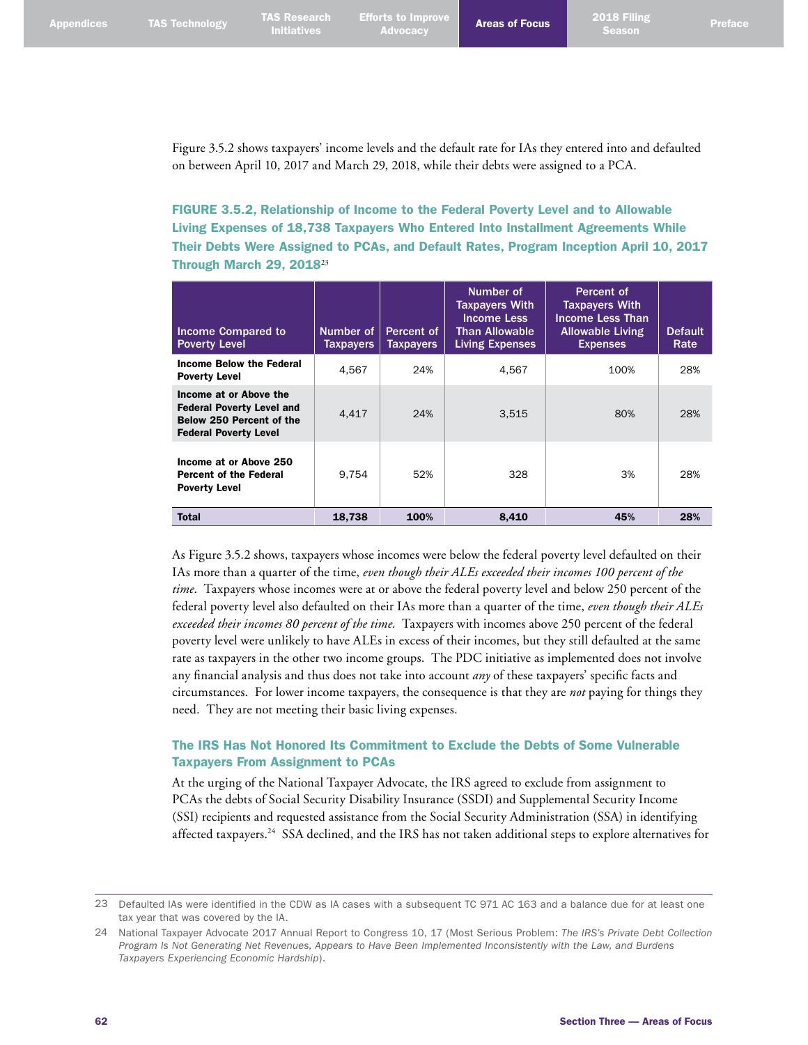Figure 3.5.2 shows taxpayers' income levels and the default rate for IAs they entered into and defaulted on between April 10, 2017 and March 29, 2018, while their debts were assigned to a PCA.

**FIGURE 3.5.2, Relationship of Income to the Federal Poverty Level and to Allowable Living Expenses of 18,738 Taxpayers Who Entered Into Installment Agreements While Their Debts Were Assigned to PCAs, and Default Rates, Program Inception April 10, 2017 Through March 29, 2018**[23]

| Income Compared to Poverty Level | Number of Taxpayers | Percent of Taxpayers | Number of Taxpayers With Income Less Than Allowable Living Expenses | Percent of Taxpayers With Income Less Than Allowable Living Expenses | Default Rate |
|---|---|---|---|---|---|
| **Income Below the Federal Poverty Level** | 4,567 | 24% | 4,567 | 100% | 28% |
| **Income at or Above the Federal Poverty Level and Below 250 Percent of the Federal Poverty Level** | 4,417 | 24% | 3,515 | 80% | 28% |
| **Income at or Above 250 Percent of the Federal Poverty Level** | 9,754 | 52% | 328 | 3% | 28% |
| **Total** | **18,738** | **100%** | **8,410** | **45%** | **28%** |

As Figure 3.5.2 shows, taxpayers whose incomes were below the federal poverty level defaulted on their IAs more than a quarter of the time, *even though their ALEs exceeded their incomes 100 percent of the time*. Taxpayers whose incomes were at or above the federal poverty level and below 250 percent of the federal poverty level also defaulted on their IAs more than a quarter of the time, *even though their ALEs exceeded their incomes 80 percent of the time*. Taxpayers with incomes above 250 percent of the federal poverty level were unlikely to have ALEs in excess of their incomes, but they still defaulted at the same rate as taxpayers in the other two income groups. The PDC initiative as implemented does not involve any financial analysis and thus does not take into account *any* of these taxpayers' specific facts and circumstances. For lower income taxpayers, the consequence is that they are *not* paying for things they need. They are not meeting their basic living expenses.

### The IRS Has Not Honored Its Commitment to Exclude the Debts of Some Vulnerable Taxpayers From Assignment to PCAs

At the urging of the National Taxpayer Advocate, the IRS agreed to exclude from assignment to PCAs the debts of Social Security Disability Insurance (SSDI) and Supplemental Security Income (SSI) recipients and requested assistance from the Social Security Administration (SSA) in identifying affected taxpayers.[24] SSA declined, and the IRS has not taken additional steps to explore alternatives for

---

23 Defaulted IAs were identified in the CDW as IA cases with a subsequent TC 971 AC 163 and a balance due for at least one tax year that was covered by the IA.

24 National Taxpayer Advocate 2017 Annual Report to Congress 10, 17 (Most Serious Problem: *The IRS's Private Debt Collection Program Is Not Generating Net Revenues, Appears to Have Been Implemented Inconsistently with the Law, and Burdens Taxpayers Experiencing Economic Hardship*).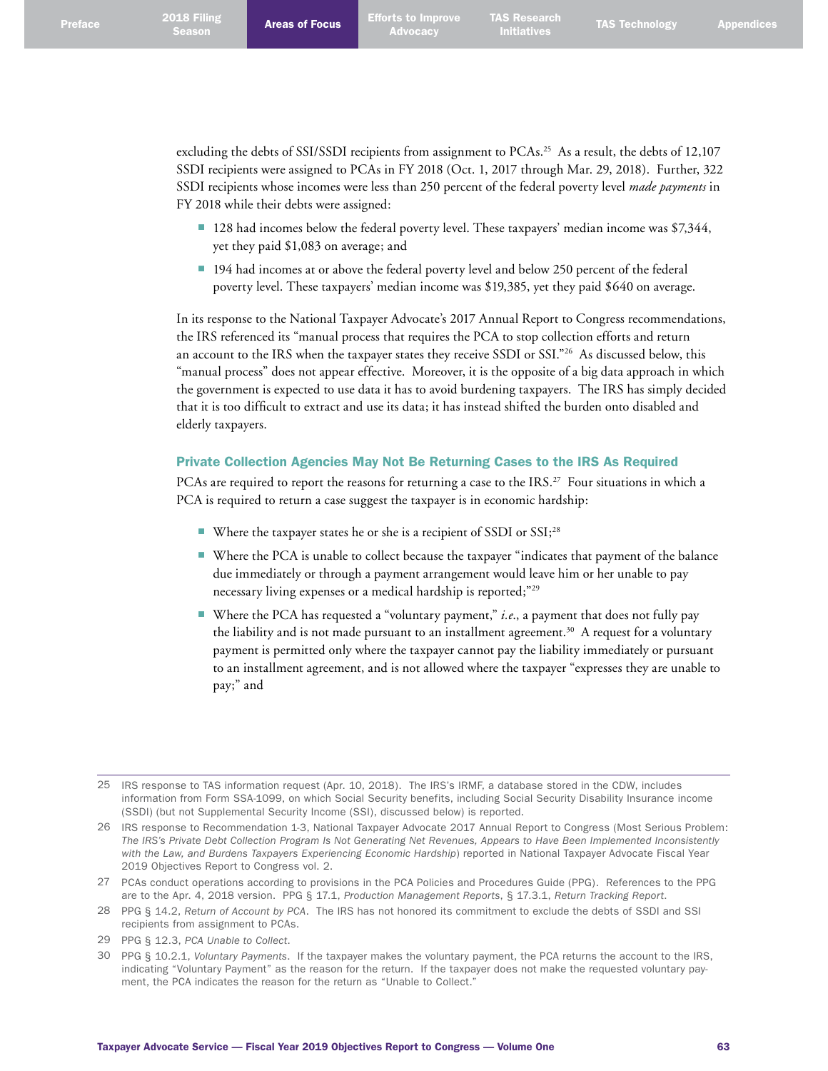excluding the debts of SSI/SSDI recipients from assignment to PCAs.[25] As a result, the debts of 12,107 SSDI recipients were assigned to PCAs in FY 2018 (Oct. 1, 2017 through Mar. 29, 2018). Further, 322 SSDI recipients whose incomes were less than 250 percent of the federal poverty level *made payments* in FY 2018 while their debts were assigned:

- 128 had incomes below the federal poverty level. These taxpayers' median income was $7,344, yet they paid $1,083 on average; and
- 194 had incomes at or above the federal poverty level and below 250 percent of the federal poverty level. These taxpayers' median income was $19,385, yet they paid $640 on average.

In its response to the National Taxpayer Advocate's 2017 Annual Report to Congress recommendations, the IRS referenced its "manual process that requires the PCA to stop collection efforts and return an account to the IRS when the taxpayer states they receive SSDI or SSI."[26] As discussed below, this "manual process" does not appear effective. Moreover, it is the opposite of a big data approach in which the government is expected to use data it has to avoid burdening taxpayers. The IRS has simply decided that it is too difficult to extract and use its data; it has instead shifted the burden onto disabled and elderly taxpayers.

### Private Collection Agencies May Not Be Returning Cases to the IRS As Required

PCAs are required to report the reasons for returning a case to the IRS.[27] Four situations in which a PCA is required to return a case suggest the taxpayer is in economic hardship:

- Where the taxpayer states he or she is a recipient of SSDI or SSI;[28]
- Where the PCA is unable to collect because the taxpayer "indicates that payment of the balance due immediately or through a payment arrangement would leave him or her unable to pay necessary living expenses or a medical hardship is reported;"[29]
- Where the PCA has requested a "voluntary payment," *i.e.*, a payment that does not fully pay the liability and is not made pursuant to an installment agreement.[30] A request for a voluntary payment is permitted only where the taxpayer cannot pay the liability immediately or pursuant to an installment agreement, and is not allowed where the taxpayer "expresses they are unable to pay;" and

---

25 IRS response to TAS information request (Apr. 10, 2018). The IRS's IRMF, a database stored in the CDW, includes information from Form SSA-1099, on which Social Security benefits, including Social Security Disability Insurance income (SSDI) (but not Supplemental Security Income (SSI), discussed below) is reported.

26 IRS response to Recommendation 1-3, National Taxpayer Advocate 2017 Annual Report to Congress (Most Serious Problem: *The IRS's Private Debt Collection Program Is Not Generating Net Revenues, Appears to Have Been Implemented Inconsistently with the Law, and Burdens Taxpayers Experiencing Economic Hardship*) reported in National Taxpayer Advocate Fiscal Year 2019 Objectives Report to Congress vol. 2.

27 PCAs conduct operations according to provisions in the PCA Policies and Procedures Guide (PPG). References to the PPG are to the Apr. 4, 2018 version. PPG § 17.1, *Production Management Reports*, § 17.3.1, *Return Tracking Report*.

28 PPG § 14.2, *Return of Account by PCA*. The IRS has not honored its commitment to exclude the debts of SSDI and SSI recipients from assignment to PCAs.

29 PPG § 12.3, *PCA Unable to Collect*.

30 PPG § 10.2.1, *Voluntary Payments*. If the taxpayer makes the voluntary payment, the PCA returns the account to the IRS, indicating "Voluntary Payment" as the reason for the return. If the taxpayer does not make the requested voluntary payment, the PCA indicates the reason for the return as "Unable to Collect."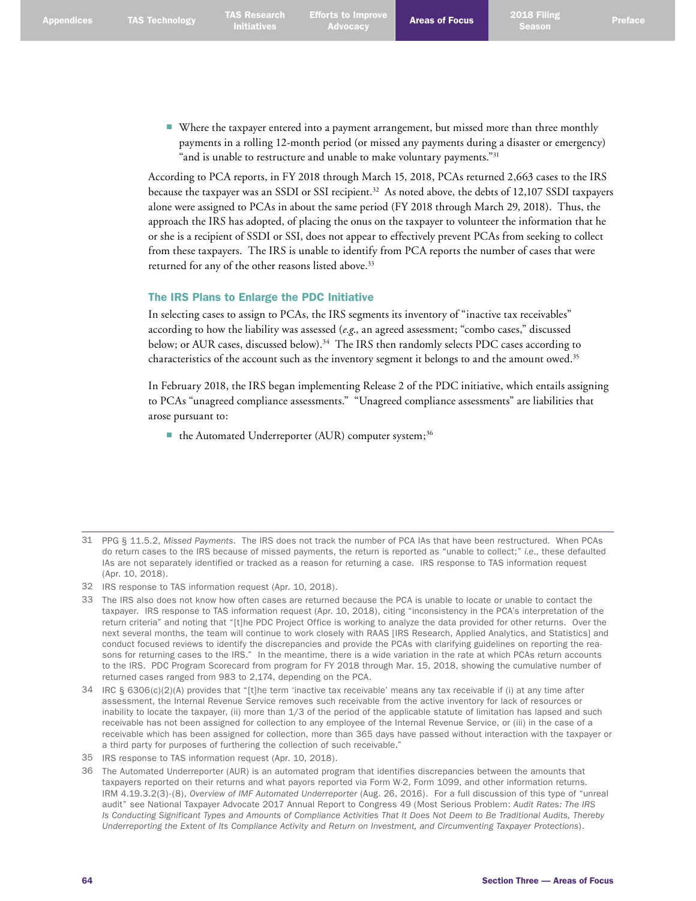- Where the taxpayer entered into a payment arrangement, but missed more than three monthly payments in a rolling 12-month period (or missed any payments during a disaster or emergency) "and is unable to restructure and unable to make voluntary payments."[31]

According to PCA reports, in FY 2018 through March 15, 2018, PCAs returned 2,663 cases to the IRS because the taxpayer was an SSDI or SSI recipient.[32] As noted above, the debts of 12,107 SSDI taxpayers alone were assigned to PCAs in about the same period (FY 2018 through March 29, 2018). Thus, the approach the IRS has adopted, of placing the onus on the taxpayer to volunteer the information that he or she is a recipient of SSDI or SSI, does not appear to effectively prevent PCAs from seeking to collect from these taxpayers. The IRS is unable to identify from PCA reports the number of cases that were returned for any of the other reasons listed above.[33]

### The IRS Plans to Enlarge the PDC Initiative

In selecting cases to assign to PCAs, the IRS segments its inventory of "inactive tax receivables" according to how the liability was assessed (*e.g.*, an agreed assessment; "combo cases," discussed below; or AUR cases, discussed below).[34] The IRS then randomly selects PDC cases according to characteristics of the account such as the inventory segment it belongs to and the amount owed.[35]

In February 2018, the IRS began implementing Release 2 of the PDC initiative, which entails assigning to PCAs "unagreed compliance assessments." "Unagreed compliance assessments" are liabilities that arose pursuant to:

- the Automated Underreporter (AUR) computer system;[36]

---

31 PPG § 11.5.2, *Missed Payments*. The IRS does not track the number of PCA IAs that have been restructured. When PCAs do return cases to the IRS because of missed payments, the return is reported as "unable to collect;" *i.e.*, these defaulted IAs are not separately identified or tracked as a reason for returning a case. IRS response to TAS information request (Apr. 10, 2018).

32 IRS response to TAS information request (Apr. 10, 2018).

33 The IRS also does not know how often cases are returned because the PCA is unable to locate or unable to contact the taxpayer. IRS response to TAS information request (Apr. 10, 2018), citing "inconsistency in the PCA's interpretation of the return criteria" and noting that "[t]he PDC Project Office is working to analyze the data provided for other returns. Over the next several months, the team will continue to work closely with RAAS [IRS Research, Applied Analytics, and Statistics] and conduct focused reviews to identify the discrepancies and provide the PCAs with clarifying guidelines on reporting the reasons for returning cases to the IRS." In the meantime, there is a wide variation in the rate at which PCAs return accounts to the IRS. PDC Program Scorecard from program for FY 2018 through Mar. 15, 2018, showing the cumulative number of returned cases ranged from 983 to 2,174, depending on the PCA.

34 IRC § 6306(c)(2)(A) provides that "[t]he term 'inactive tax receivable' means any tax receivable if (i) at any time after assessment, the Internal Revenue Service removes such receivable from the active inventory for lack of resources or inability to locate the taxpayer, (ii) more than 1/3 of the period of the applicable statute of limitation has lapsed and such receivable has not been assigned for collection to any employee of the Internal Revenue Service, or (iii) in the case of a receivable which has been assigned for collection, more than 365 days have passed without interaction with the taxpayer or a third party for purposes of furthering the collection of such receivable."

35 IRS response to TAS information request (Apr. 10, 2018).

36 The Automated Underreporter (AUR) is an automated program that identifies discrepancies between the amounts that taxpayers reported on their returns and what payors reported via Form W-2, Form 1099, and other information returns. IRM 4.19.3.2(3)-(8), *Overview of IMF Automated Underreporter* (Aug. 26, 2016). For a full discussion of this type of "unreal audit" see National Taxpayer Advocate 2017 Annual Report to Congress 49 (Most Serious Problem: *Audit Rates: The IRS Is Conducting Significant Types and Amounts of Compliance Activities That It Does Not Deem to Be Traditional Audits, Thereby Underreporting the Extent of Its Compliance Activity and Return on Investment, and Circumventing Taxpayer Protections*).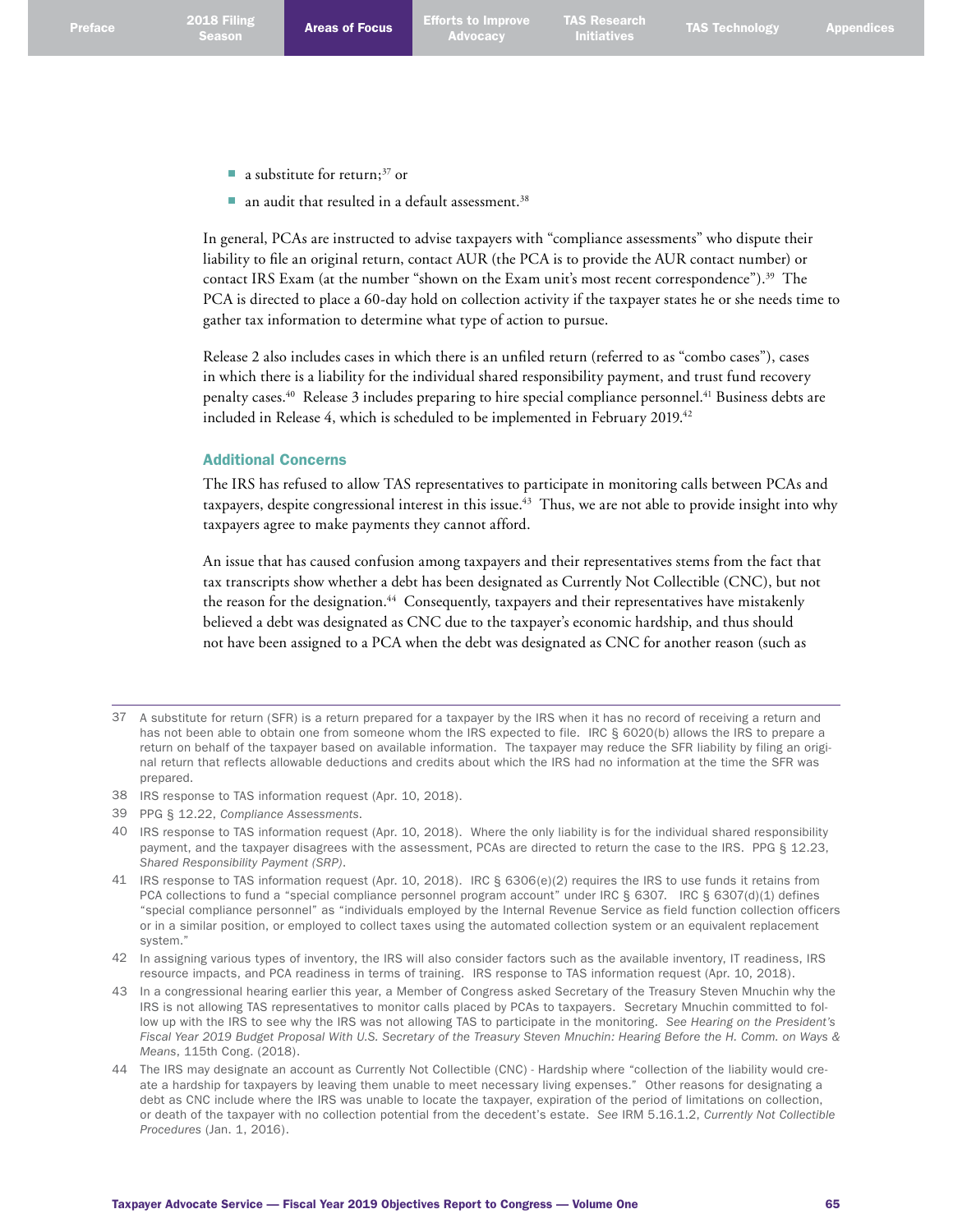- a substitute for return;[37] or
- an audit that resulted in a default assessment.[38]

In general, PCAs are instructed to advise taxpayers with "compliance assessments" who dispute their liability to file an original return, contact AUR (the PCA is to provide the AUR contact number) or contact IRS Exam (at the number "shown on the Exam unit's most recent correspondence").[39] The PCA is directed to place a 60-day hold on collection activity if the taxpayer states he or she needs time to gather tax information to determine what type of action to pursue.

Release 2 also includes cases in which there is an unfiled return (referred to as "combo cases"), cases in which there is a liability for the individual shared responsibility payment, and trust fund recovery penalty cases.[40] Release 3 includes preparing to hire special compliance personnel.[41] Business debts are included in Release 4, which is scheduled to be implemented in February 2019.[42]

### Additional Concerns

The IRS has refused to allow TAS representatives to participate in monitoring calls between PCAs and taxpayers, despite congressional interest in this issue.[43] Thus, we are not able to provide insight into why taxpayers agree to make payments they cannot afford.

An issue that has caused confusion among taxpayers and their representatives stems from the fact that tax transcripts show whether a debt has been designated as Currently Not Collectible (CNC), but not the reason for the designation.[44] Consequently, taxpayers and their representatives have mistakenly believed a debt was designated as CNC due to the taxpayer's economic hardship, and thus should not have been assigned to a PCA when the debt was designated as CNC for another reason (such as

---

37 A substitute for return (SFR) is a return prepared for a taxpayer by the IRS when it has no record of receiving a return and has not been able to obtain one from someone whom the IRS expected to file. IRC § 6020(b) allows the IRS to prepare a return on behalf of the taxpayer based on available information. The taxpayer may reduce the SFR liability by filing an original return that reflects allowable deductions and credits about which the IRS had no information at the time the SFR was prepared.

38 IRS response to TAS information request (Apr. 10, 2018).

39 PPG § 12.22, *Compliance Assessments*.

40 IRS response to TAS information request (Apr. 10, 2018). Where the only liability is for the individual shared responsibility payment, and the taxpayer disagrees with the assessment, PCAs are directed to return the case to the IRS. PPG § 12.23, *Shared Responsibility Payment (SRP)*.

41 IRS response to TAS information request (Apr. 10, 2018). IRC § 6306(e)(2) requires the IRS to use funds it retains from PCA collections to fund a "special compliance personnel program account" under IRC § 6307. IRC § 6307(d)(1) defines "special compliance personnel" as "individuals employed by the Internal Revenue Service as field function collection officers or in a similar position, or employed to collect taxes using the automated collection system or an equivalent replacement system."

42 In assigning various types of inventory, the IRS will also consider factors such as the available inventory, IT readiness, IRS resource impacts, and PCA readiness in terms of training. IRS response to TAS information request (Apr. 10, 2018).

43 In a congressional hearing earlier this year, a Member of Congress asked Secretary of the Treasury Steven Mnuchin why the IRS is not allowing TAS representatives to monitor calls placed by PCAs to taxpayers. Secretary Mnuchin committed to follow up with the IRS to see why the IRS was not allowing TAS to participate in the monitoring. *See Hearing on the President's Fiscal Year 2019 Budget Proposal With U.S. Secretary of the Treasury Steven Mnuchin: Hearing Before the H. Comm. on Ways & Means*, 115th Cong. (2018).

44 The IRS may designate an account as Currently Not Collectible (CNC) - Hardship where "collection of the liability would create a hardship for taxpayers by leaving them unable to meet necessary living expenses." Other reasons for designating a debt as CNC include where the IRS was unable to locate the taxpayer, expiration of the period of limitations on collection, or death of the taxpayer with no collection potential from the decedent's estate. *See* IRM 5.16.1.2, *Currently Not Collectible Procedures* (Jan. 1, 2016).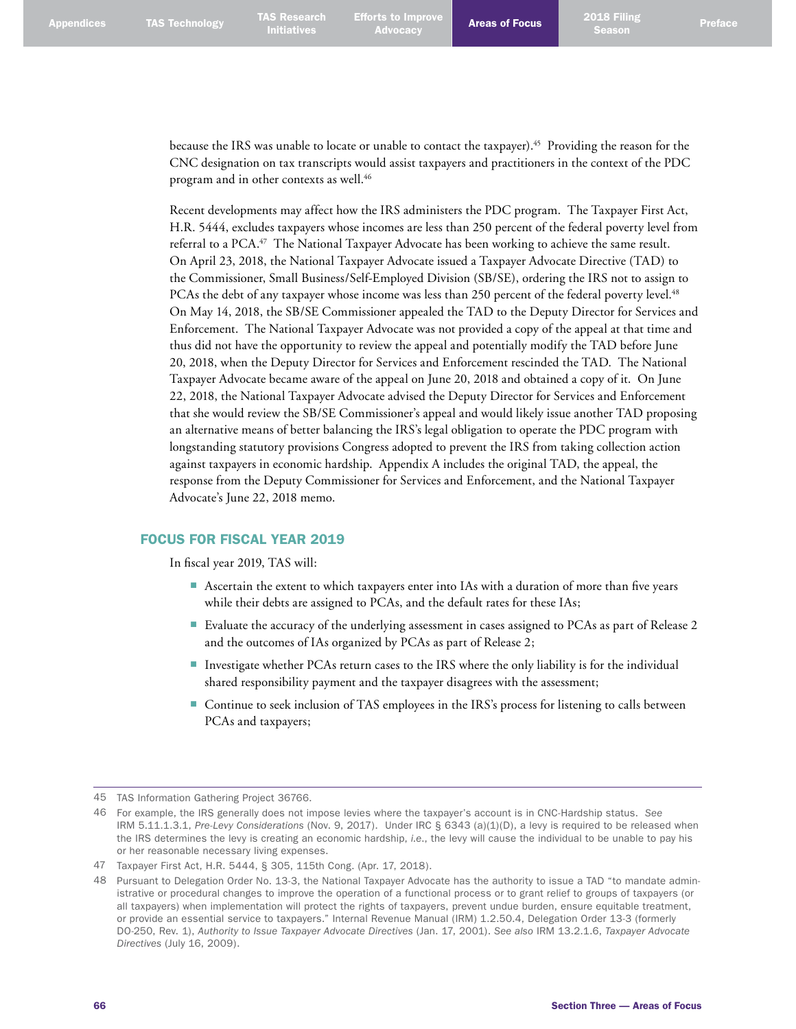because the IRS was unable to locate or unable to contact the taxpayer).[45] Providing the reason for the CNC designation on tax transcripts would assist taxpayers and practitioners in the context of the PDC program and in other contexts as well.[46]

Recent developments may affect how the IRS administers the PDC program. The Taxpayer First Act, H.R. 5444, excludes taxpayers whose incomes are less than 250 percent of the federal poverty level from referral to a PCA.[47] The National Taxpayer Advocate has been working to achieve the same result. On April 23, 2018, the National Taxpayer Advocate issued a Taxpayer Advocate Directive (TAD) to the Commissioner, Small Business/Self-Employed Division (SB/SE), ordering the IRS not to assign to PCAs the debt of any taxpayer whose income was less than 250 percent of the federal poverty level.[48] On May 14, 2018, the SB/SE Commissioner appealed the TAD to the Deputy Director for Services and Enforcement. The National Taxpayer Advocate was not provided a copy of the appeal at that time and thus did not have the opportunity to review the appeal and potentially modify the TAD before June 20, 2018, when the Deputy Director for Services and Enforcement rescinded the TAD. The National Taxpayer Advocate became aware of the appeal on June 20, 2018 and obtained a copy of it. On June 22, 2018, the National Taxpayer Advocate advised the Deputy Director for Services and Enforcement that she would review the SB/SE Commissioner's appeal and would likely issue another TAD proposing an alternative means of better balancing the IRS's legal obligation to operate the PDC program with longstanding statutory provisions Congress adopted to prevent the IRS from taking collection action against taxpayers in economic hardship. Appendix A includes the original TAD, the appeal, the response from the Deputy Commissioner for Services and Enforcement, and the National Taxpayer Advocate's June 22, 2018 memo.

## FOCUS FOR FISCAL YEAR 2019

In fiscal year 2019, TAS will:

- Ascertain the extent to which taxpayers enter into IAs with a duration of more than five years while their debts are assigned to PCAs, and the default rates for these IAs;
- Evaluate the accuracy of the underlying assessment in cases assigned to PCAs as part of Release 2 and the outcomes of IAs organized by PCAs as part of Release 2;
- Investigate whether PCAs return cases to the IRS where the only liability is for the individual shared responsibility payment and the taxpayer disagrees with the assessment;
- Continue to seek inclusion of TAS employees in the IRS's process for listening to calls between PCAs and taxpayers;

---

45 TAS Information Gathering Project 36766.

46 For example, the IRS generally does not impose levies where the taxpayer's account is in CNC-Hardship status. *See* IRM 5.11.1.3.1, *Pre-Levy Considerations* (Nov. 9, 2017). Under IRC § 6343 (a)(1)(D), a levy is required to be released when the IRS determines the levy is creating an economic hardship, *i.e.*, the levy will cause the individual to be unable to pay his or her reasonable necessary living expenses.

47 Taxpayer First Act, H.R. 5444, § 305, 115th Cong. (Apr. 17, 2018).

48 Pursuant to Delegation Order No. 13-3, the National Taxpayer Advocate has the authority to issue a TAD "to mandate administrative or procedural changes to improve the operation of a functional process or to grant relief to groups of taxpayers (or all taxpayers) when implementation will protect the rights of taxpayers, prevent undue burden, ensure equitable treatment, or provide an essential service to taxpayers." Internal Revenue Manual (IRM) 1.2.50.4, Delegation Order 13-3 (formerly DO-250, Rev. 1), *Authority to Issue Taxpayer Advocate Directives* (Jan. 17, 2001). *See also* IRM 13.2.1.6, *Taxpayer Advocate Directives* (July 16, 2009).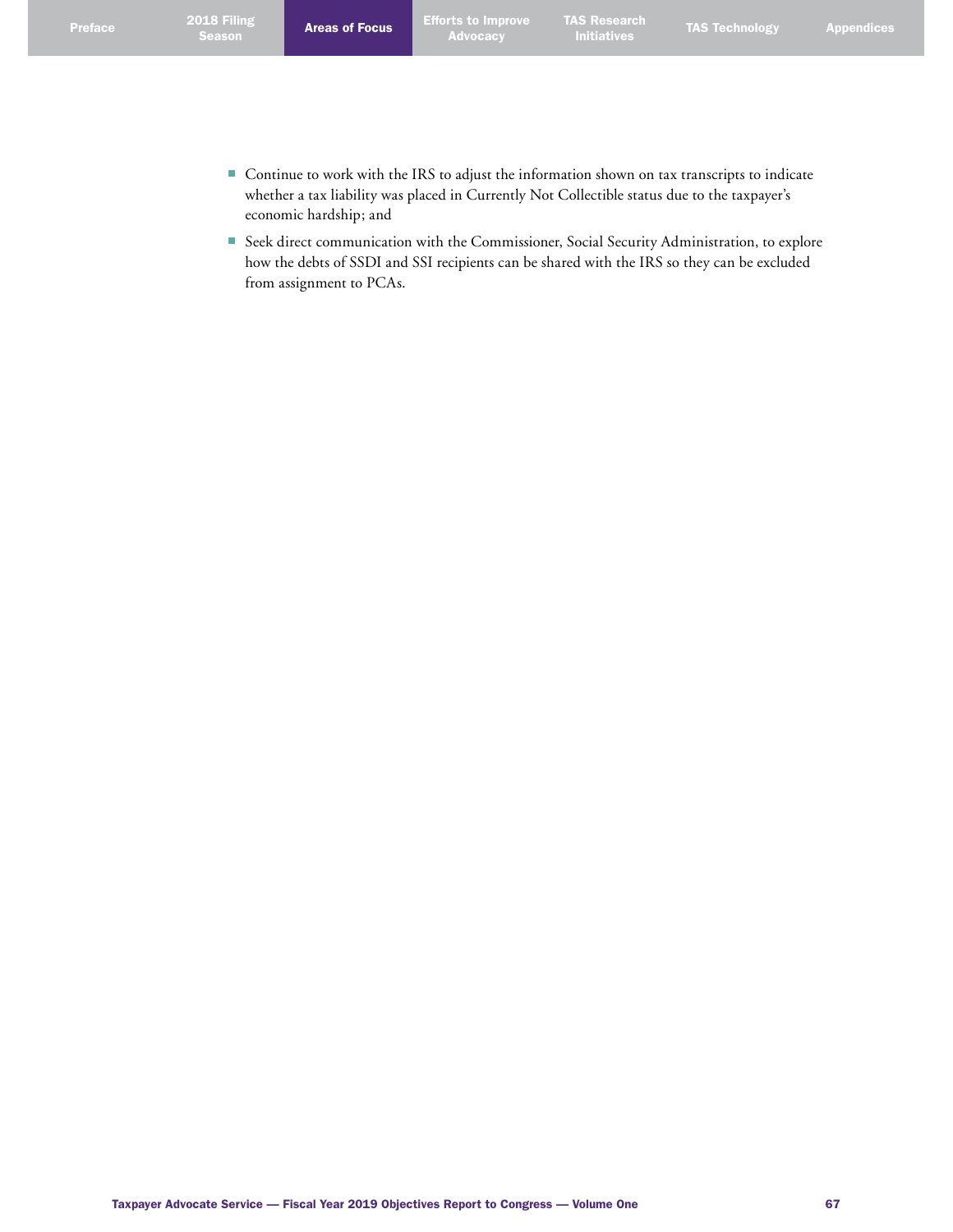- Continue to work with the IRS to adjust the information shown on tax transcripts to indicate whether a tax liability was placed in Currently Not Collectible status due to the taxpayer's economic hardship; and
- Seek direct communication with the Commissioner, Social Security Administration, to explore how the debts of SSDI and SSI recipients can be shared with the IRS so they can be excluded from assignment to PCAs.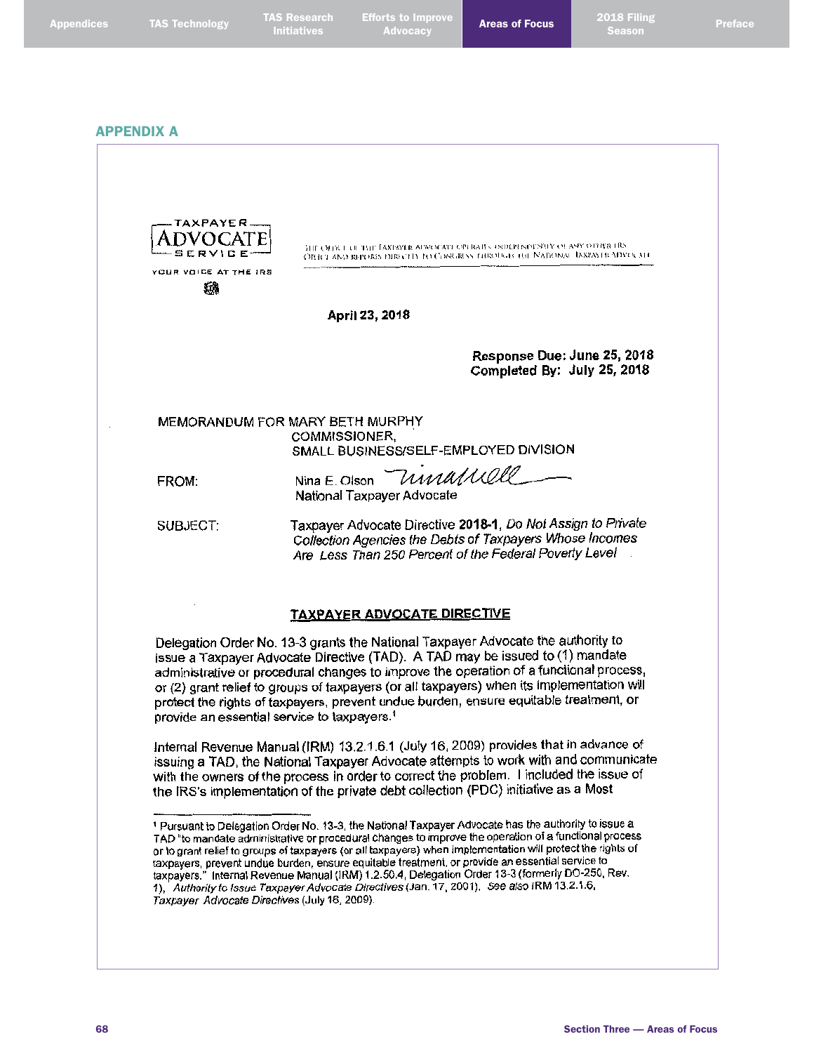## APPENDIX A

TAXPAYER ADVOCATE SERVICE

YOUR VOICE AT THE IRS

THE OFFICE OF THE TAXPAYER ADVOCATE OPERATES INDEPENDENTLY OF ANY OTHER IRS OFFICE AND REPORTS DIRECTLY TO CONGRESS THROUGH THE NATIONAL TAXPAYER ADVOCATE

April 23, 2018

Response Due: June 25, 2018
Completed By: July 25, 2018

MEMORANDUM FOR MARY BETH MURPHY
COMMISSIONER,
SMALL BUSINESS/SELF-EMPLOYED DIVISION

FROM: Nina E. Olson
National Taxpayer Advocate

SUBJECT: Taxpayer Advocate Directive **2018-1**, *Do Not Assign to Private Collection Agencies the Debts of Taxpayers Whose Incomes Are Less Than 250 Percent of the Federal Poverty Level*

### TAXPAYER ADVOCATE DIRECTIVE

Delegation Order No. 13-3 grants the National Taxpayer Advocate the authority to issue a Taxpayer Advocate Directive (TAD). A TAD may be issued to (1) mandate administrative or procedural changes to improve the operation of a functional process, or (2) grant relief to groups of taxpayers (or all taxpayers) when its implementation will protect the rights of taxpayers, prevent undue burden, ensure equitable treatment, or provide an essential service to taxpayers.[1]

Internal Revenue Manual (IRM) 13.2.1.6.1 (July 16, 2009) provides that in advance of issuing a TAD, the National Taxpayer Advocate attempts to work with and communicate with the owners of the process in order to correct the problem. I included the issue of the IRS's implementation of the private debt collection (PDC) initiative as a Most

[1] Pursuant to Delegation Order No. 13-3, the National Taxpayer Advocate has the authority to issue a TAD "to mandate administrative or procedural changes to improve the operation of a functional process or to grant relief to groups of taxpayers (or all taxpayers) when implementation will protect the rights of taxpayers, prevent undue burden, ensure equitable treatment, or provide an essential service to taxpayers." Internal Revenue Manual (IRM) 1.2.50.4, Delegation Order 13-3 (formerly DO-250, Rev. 1), *Authority to Issue Taxpayer Advocate Directives* (Jan. 17, 2001). *See also* IRM 13.2.1.6, *Taxpayer Advocate Directives* (July 16, 2009).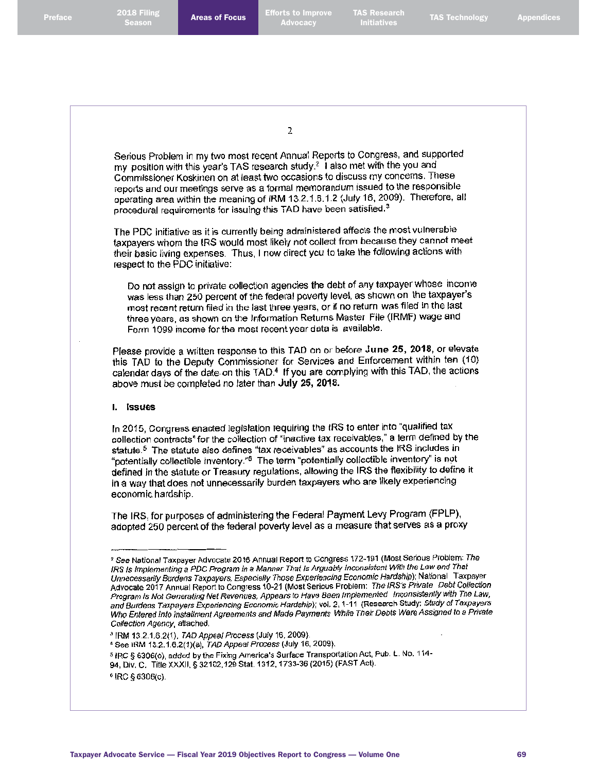Serious Problem in my two most recent Annual Reports to Congress, and supported my position with this year's TAS research study.[2] I also met with the you and Commissioner Koskinen on at least two occasions to discuss my concerns. These reports and our meetings serve as a formal memorandum issued to the responsible operating area within the meaning of IRM 13.2.1.6.1.2 (July 16, 2009). Therefore, all procedural requirements for issuing this TAD have been satisfied.[3]

The PDC initiative as it is currently being administered affects the most vulnerable taxpayers whom the IRS would most likely not collect from because they cannot meet their basic living expenses. Thus, I now direct you to take the following actions with respect to the PDC initiative:

> Do not assign to private collection agencies the debt of any taxpayer whose income was less than 250 percent of the federal poverty level, as shown on the taxpayer's most recent return filed in the last three years, or if no return was filed in the last three years, as shown on the Information Returns Master File (IRMF) wage and Form 1099 income for the most recent year data is available.

Please provide a written response to this TAD on or before **June 25, 2018**, or elevate this TAD to the Deputy Commissioner for Services and Enforcement within ten (10) calendar days of the date on this TAD.[4] If you are complying with this TAD, the actions above must be completed no later than **July 25, 2018.**

## I. Issues

In 2015, Congress enacted legislation requiring the IRS to enter into "qualified tax collection contracts" for the collection of "inactive tax receivables," a term defined by the statute.[5] The statute also defines "tax receivables" as accounts the IRS includes in "potentially collectible inventory."[6] The term "potentially collectible inventory" is not defined in the statute or Treasury regulations, allowing the IRS the flexibility to define it in a way that does not unnecessarily burden taxpayers who are likely experiencing economic hardship.

The IRS, for purposes of administering the Federal Payment Levy Program (FPLP), adopted 250 percent of the federal poverty level as a measure that serves as a proxy

---

[2] *See* National Taxpayer Advocate 2016 Annual Report to Congress 172-191 (Most Serious Problem: *The IRS Is Implementing a PDC Program in a Manner That Is Arguably Inconsistent With the Law and That Unnecessarily Burdens Taxpayers, Especially Those Experiencing Economic Hardship*); National Taxpayer Advocate 2017 Annual Report to Congress 10-21 (Most Serious Problem: *The IRS's Private Debt Collection Program Is Not Generating Net Revenues, Appears to Have Been Implemented Inconsistently with The Law, and Burdens Taxpayers Experiencing Economic Hardship*); vol. 2, 1-11 (Research Study: *Study of Taxpayers Who Entered Into Installment Agreements and Made Payments While Their Debts Were Assigned to a Private Collection Agency*, attached.

[3] IRM 13.2.1.6.2(1), *TAD Appeal Process* (July 16, 2009).

[4] See IRM 13.2.1.6.2(1)(a), *TAD Appeal Process* (July 16, 2009).

[5] IRC § 6306(c), added by the Fixing America's Surface Transportation Act, Pub. L. No. 114-94, Div. C. Title XXXII, § 32102,129 Stat. 1312, 1733-36 (2015) (FAST Act).

[6] IRC § 6306(c).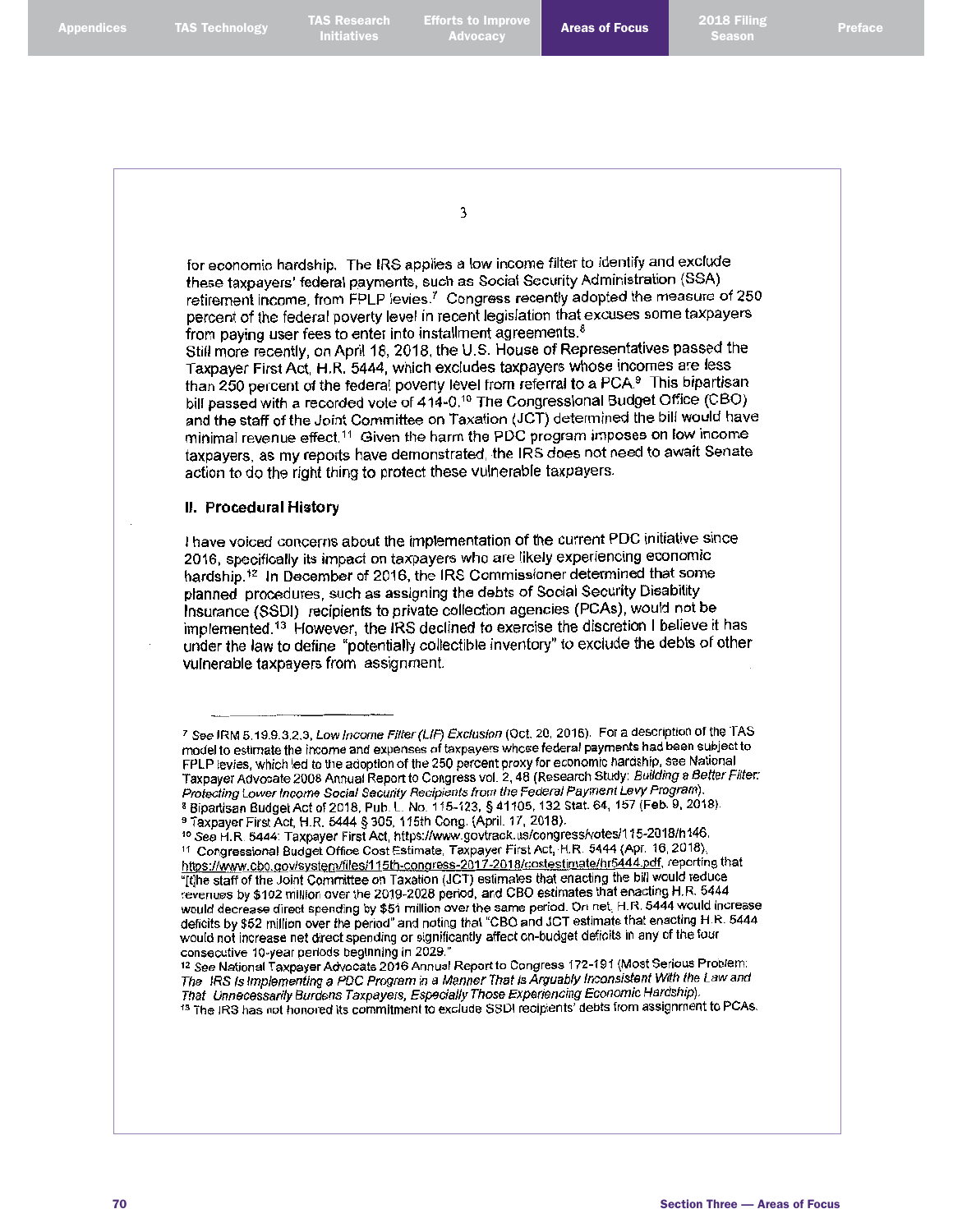for economic hardship. The IRS applies a low income filter to identify and exclude these taxpayers' federal payments, such as Social Security Administration (SSA) retirement income, from FPLP levies.[7] Congress recently adopted the measure of 250 percent of the federal poverty level in recent legislation that excuses some taxpayers from paying user fees to enter into installment agreements.[8]

Still more recently, on April 18, 2018, the U.S. House of Representatives passed the Taxpayer First Act, H.R. 5444, which excludes taxpayers whose incomes are less than 250 percent of the federal poverty level from referral to a PCA.[9] This bipartisan bill passed with a recorded vote of 414-0.[10] The Congressional Budget Office (CBO) and the staff of the Joint Committee on Taxation (JCT) determined the bill would have minimal revenue effect.[11] Given the harm the PDC program imposes on low income taxpayers, as my reports have demonstrated, the IRS does not need to await Senate action to do the right thing to protect these vulnerable taxpayers.

## II. Procedural History

I have voiced concerns about the implementation of the current PDC initiative since 2016, specifically its impact on taxpayers who are likely experiencing economic hardship.[12] In December of 2016, the IRS Commissioner determined that some planned procedures, such as assigning the debts of Social Security Disability Insurance (SSDI) recipients to private collection agencies (PCAs), would not be implemented.[13] However, the IRS declined to exercise the discretion I believe it has under the law to define "potentially collectible inventory" to exclude the debts of other vulnerable taxpayers from assignment.

---

[7] See IRM 5.19.9.3.2.3, *Low Income Filter (LIF) Exclusion* (Oct. 20, 2016). For a description of the TAS model to estimate the income and expenses of taxpayers whose federal payments had been subject to FPLP levies, which led to the adoption of the 250 percent proxy for economic hardship, see National Taxpayer Advocate 2008 Annual Report to Congress vol. 2, 48 (Research Study: *Building a Better Filter: Protecting Lower Income Social Security Recipients from the Federal Payment Levy Program*).

[8] Bipartisan Budget Act of 2018, Pub. L. No. 115-123, § 41105, 132 Stat. 64, 157 (Feb. 9, 2018).

[9] Taxpayer First Act, H.R. 5444 § 305, 115th Cong. (April. 17, 2018).

[10] See H.R. 5444: Taxpayer First Act, https://www.govtrack.us/congress/votes/115-2018/h146.

[11] Congressional Budget Office Cost Estimate, Taxpayer First Act, H.R. 5444 (Apr. 16, 2018), https://www.cbo.gov/system/files/115th-congress-2017-2018/costestimate/hr5444.pdf, reporting that "[t]he staff of the Joint Committee on Taxation (JCT) estimates that enacting the bill would reduce revenues by $102 million over the 2019-2028 period, and CBO estimates that enacting H.R. 5444 would decrease direct spending by $51 million over the same period. On net, H.R. 5444 would increase deficits by $52 million over the period" and noting that "CBO and JCT estimate that enacting H.R. 5444 would not increase net direct spending or significantly affect on-budget deficits in any of the four consecutive 10-year periods beginning in 2029."

[12] See National Taxpayer Advocate 2016 Annual Report to Congress 172-191 (Most Serious Problem: *The IRS Is Implementing a PDC Program in a Manner That is Arguably Inconsistent With the Law and That Unnecessarily Burdens Taxpayers, Especially Those Experiencing Economic Hardship*).

[13] The IRS has not honored its commitment to exclude SSDI recipients' debts from assignment to PCAs.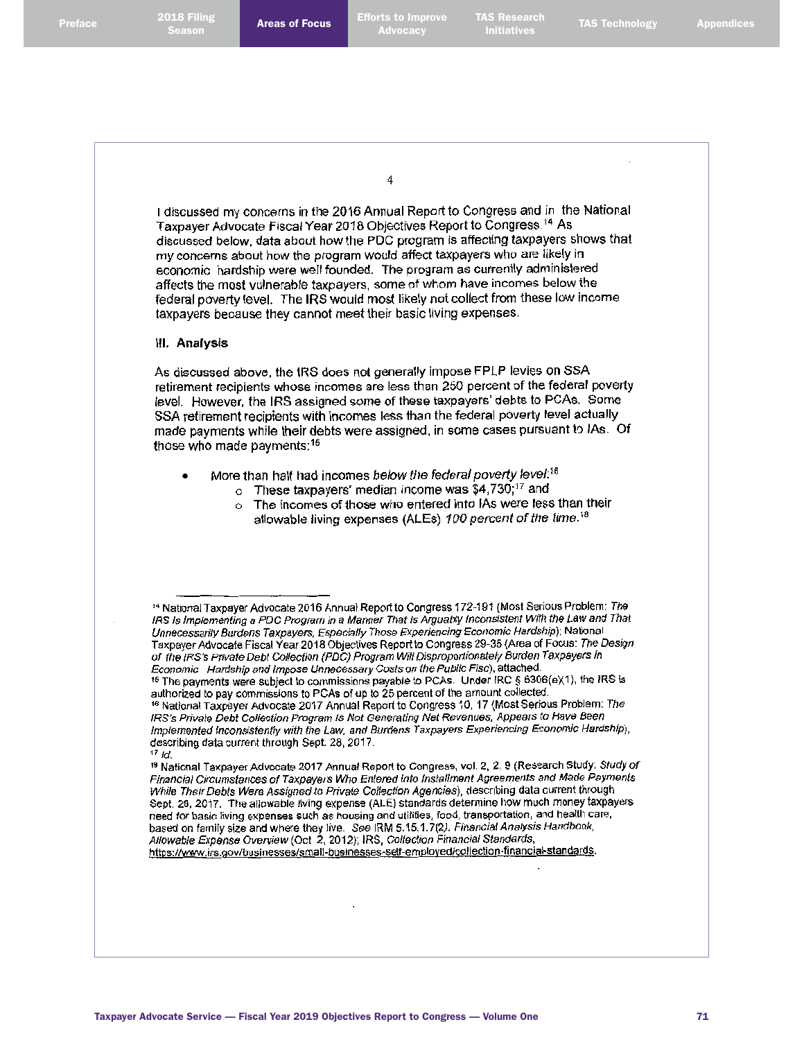I discussed my concerns in the 2016 Annual Report to Congress and in the National Taxpayer Advocate Fiscal Year 2018 Objectives Report to Congress.[14] As discussed below, data about how the PDC program is affecting taxpayers shows that my concerns about how the program would affect taxpayers who are likely in economic hardship were well founded. The program as currently administered affects the most vulnerable taxpayers, some of whom have incomes below the federal poverty level. The IRS would most likely not collect from these low income taxpayers because they cannot meet their basic living expenses.

**III. Analysis**

As discussed above, the IRS does not generally impose FPLP levies on SSA retirement recipients whose incomes are less than 250 percent of the federal poverty level. However, the IRS assigned some of these taxpayers' debts to PCAs. Some SSA retirement recipients with incomes less than the federal poverty level actually made payments while their debts were assigned, in some cases pursuant to IAs. Of those who made payments:[15]

- More than half had incomes *below the federal poverty level*:[16]
  - These taxpayers' median income was $4,730;[17] and
  - The incomes of those who entered into IAs were less than their allowable living expenses (ALEs) *100 percent of the time*.[18]

---

[14] National Taxpayer Advocate 2016 Annual Report to Congress 172-191 (Most Serious Problem: *The IRS Is Implementing a PDC Program in a Manner That Is Arguably Inconsistent With the Law and That Unnecessarily Burdens Taxpayers, Especially Those Experiencing Economic Hardship*); National Taxpayer Advocate Fiscal Year 2018 Objectives Report to Congress 29-35 (Area of Focus: *The Design of the IRS's Private Debt Collection (PDC) Program Will Disproportionately Burden Taxpayers in Economic Hardship and Impose Unnecessary Costs on the Public Fisc*), attached.

[15] The payments were subject to commissions payable to PCAs. Under IRC § 6306(e)(1), the IRS is authorized to pay commissions to PCAs of up to 25 percent of the amount collected.

[16] National Taxpayer Advocate 2017 Annual Report to Congress 10, 17 (Most Serious Problem: *The IRS's Private Debt Collection Program Is Not Generating Net Revenues, Appears to Have Been Implemented Inconsistently with the Law, and Burdens Taxpayers Experiencing Economic Hardship*), describing data current through Sept. 28, 2017.

[17] *Id.*

[18] National Taxpayer Advocate 2017 Annual Report to Congress, vol. 2, 2, 9 (Research Study: *Study of Financial Circumstances of Taxpayers Who Entered Into Installment Agreements and Made Payments While Their Debts Were Assigned to Private Collection Agencies*), describing data current through Sept. 28, 2017. The allowable living expense (ALE) standards determine how much money taxpayers need for basic living expenses such as housing and utilities, food, transportation, and health care, based on family size and where they live. *See* IRM 5.15.1.7(2), *Financial Analysis Handbook, Allowable Expense Overview* (Oct. 2, 2012); IRS, *Collection Financial Standards*, https://www.irs.gov/businesses/small-businesses-self-employed/collection-financial-standards.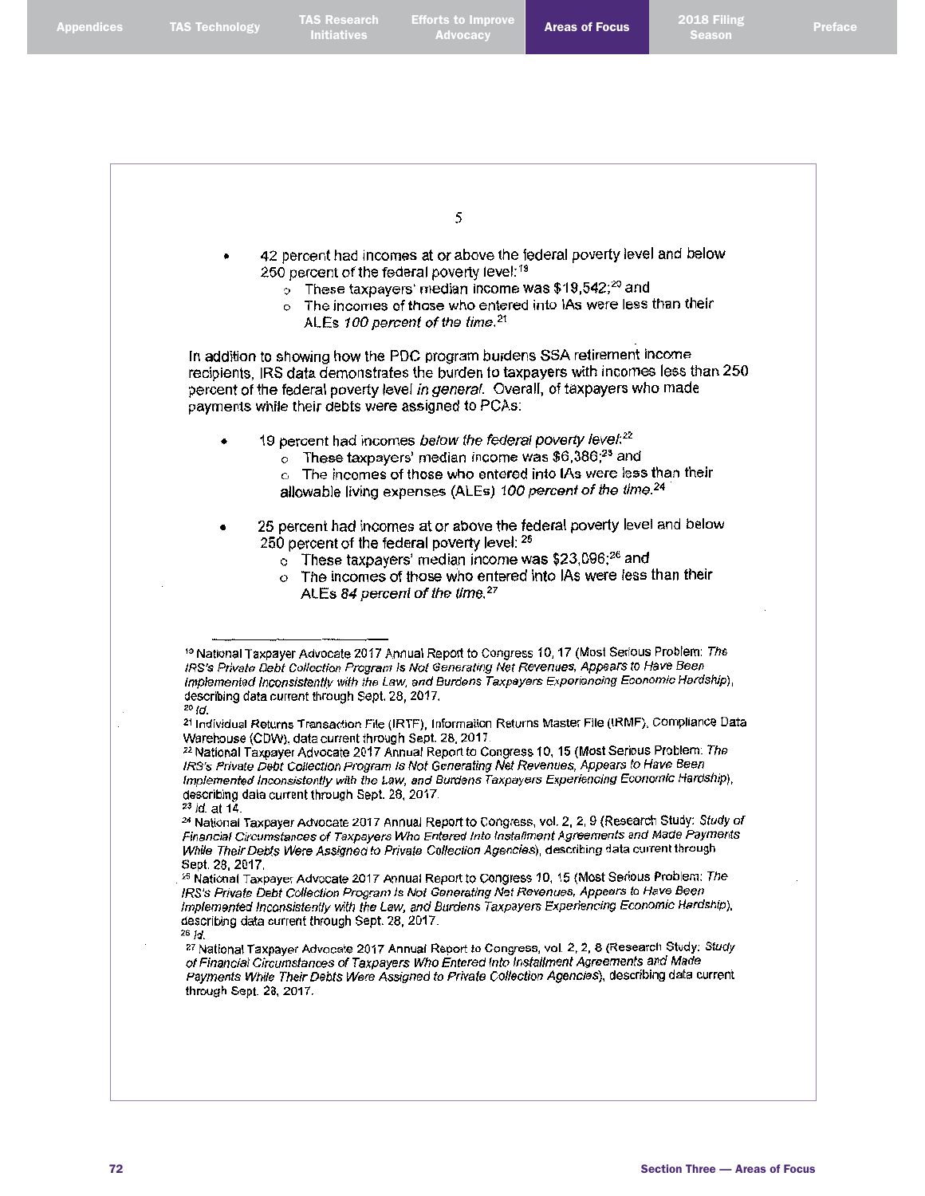- 42 percent had incomes at or above the federal poverty level and below 250 percent of the federal poverty level:[19]
    - These taxpayers' median income was $19,542;[20] and
    - The incomes of those who entered into IAs were less than their ALEs *100 percent of the time.*[21]

In addition to showing how the PDC program burdens SSA retirement income recipients, IRS data demonstrates the burden to taxpayers with incomes less than 250 percent of the federal poverty level *in general*. Overall, of taxpayers who made payments while their debts were assigned to PCAs:

- 19 percent had incomes *below the federal poverty level*;[22]
    - These taxpayers' median income was $6,386;[23] and
    - The incomes of those who entered into IAs were less than their allowable living expenses (ALEs) *100 percent of the time.*[24]

- 25 percent had incomes at or above the federal poverty level and below 250 percent of the federal poverty level: [25]
    - These taxpayers' median income was $23,096;[26] and
    - The incomes of those who entered into IAs were less than their ALEs *84 percent of the time.*[27]

---

[19] National Taxpayer Advocate 2017 Annual Report to Congress 10, 17 (Most Serious Problem: *The IRS's Private Debt Collection Program Is Not Generating Net Revenues, Appears to Have Been Implemented Inconsistently with the Law, and Burdens Taxpayers Experiencing Economic Hardship*), describing data current through Sept. 28, 2017.

[20] *Id.*

[21] Individual Returns Transaction File (IRTF), Information Returns Master File (IRMF), Compliance Data Warehouse (CDW), data current through Sept. 28, 2017.

[22] National Taxpayer Advocate 2017 Annual Report to Congress 10, 15 (Most Serious Problem: *The IRS's Private Debt Collection Program Is Not Generating Net Revenues, Appears to Have Been Implemented Inconsistently with the Law, and Burdens Taxpayers Experiencing Economic Hardship*), describing data current through Sept. 28, 2017.

[23] *Id.* at 14.

[24] National Taxpayer Advocate 2017 Annual Report to Congress, vol. 2, 2, 9 (Research Study: *Study of Financial Circumstances of Taxpayers Who Entered Into Installment Agreements and Made Payments While Their Debts Were Assigned to Private Collection Agencies*), describing data current through Sept. 28, 2017.

[25] National Taxpayer Advocate 2017 Annual Report to Congress 10, 15 (Most Serious Problem: *The IRS's Private Debt Collection Program Is Not Generating Net Revenues, Appears to Have Been Implemented Inconsistently with the Law, and Burdens Taxpayers Experiencing Economic Hardship*), describing data current through Sept. 28, 2017.

[26] *Id.*

[27] National Taxpayer Advocate 2017 Annual Report to Congress, vol. 2, 2, 8 (Research Study: *Study of Financial Circumstances of Taxpayers Who Entered Into Installment Agreements and Made Payments While Their Debts Were Assigned to Private Collection Agencies*), describing data current through Sept. 28, 2017.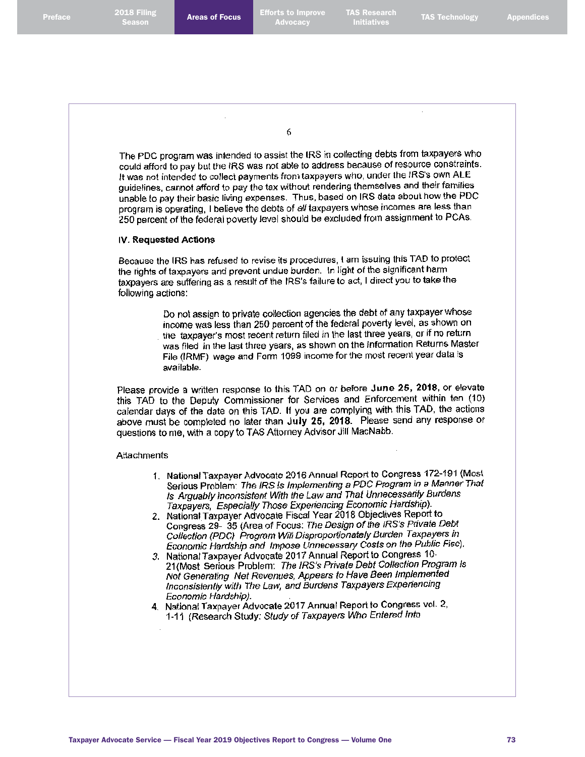The PDC program was intended to assist the IRS in collecting debts from taxpayers who could afford to pay but the IRS was not able to address because of resource constraints. It was not intended to collect payments from taxpayers who, under the IRS's own ALE guidelines, cannot afford to pay the tax without rendering themselves and their families unable to pay their basic living expenses. Thus, based on IRS data about how the PDC program is operating, I believe the debts of *all* taxpayers whose incomes are less than 250 percent of the federal poverty level should be excluded from assignment to PCAs.

**IV. Requested Actions**

Because the IRS has refused to revise its procedures, I am issuing this TAD to protect the rights of taxpayers and prevent undue burden. In light of the significant harm taxpayers are suffering as a result of the IRS's failure to act, I direct you to take the following actions:

> Do not assign to private collection agencies the debt of any taxpayer whose income was less than 250 percent of the federal poverty level, as shown on the taxpayer's most recent return filed in the last three years, or if no return was filed in the last three years, as shown on the Information Returns Master File (IRMF) wage and Form 1099 income for the most recent year data is available.

Please provide a written response to this TAD on or before **June 25, 2018**, or elevate this TAD to the Deputy Commissioner for Services and Enforcement within ten (10) calendar days of the date on this TAD. If you are complying with this TAD, the actions above must be completed no later than **July 25, 2018**. Please send any response or questions to me, with a copy to TAS Attorney Advisor Jill MacNabb.

Attachments

1. National Taxpayer Advocate 2016 Annual Report to Congress 172-191 (Most Serious Problem: *The IRS Is Implementing a PDC Program in a Manner That Is Arguably Inconsistent With the Law and That Unnecessarily Burdens Taxpayers, Especially Those Experiencing Economic Hardship).*
2. National Taxpayer Advocate Fiscal Year 2018 Objectives Report to Congress 29- 35 (Area of Focus: *The Design of the IRS's Private Debt Collection (PDC) Program Will Disproportionately Burden Taxpayers in Economic Hardship and Impose Unnecessary Costs on the Public Fisc).*
3. National Taxpayer Advocate 2017 Annual Report to Congress 10-21(Most Serious Problem: *The IRS's Private Debt Collection Program Is Not Generating Net Revenues, Appears to Have Been Implemented Inconsistently with The Law, and Burdens Taxpayers Experiencing Economic Hardship).*
4. National Taxpayer Advocate 2017 Annual Report to Congress vol. 2, 1-11 (Research Study: *Study of Taxpayers Who Entered Into*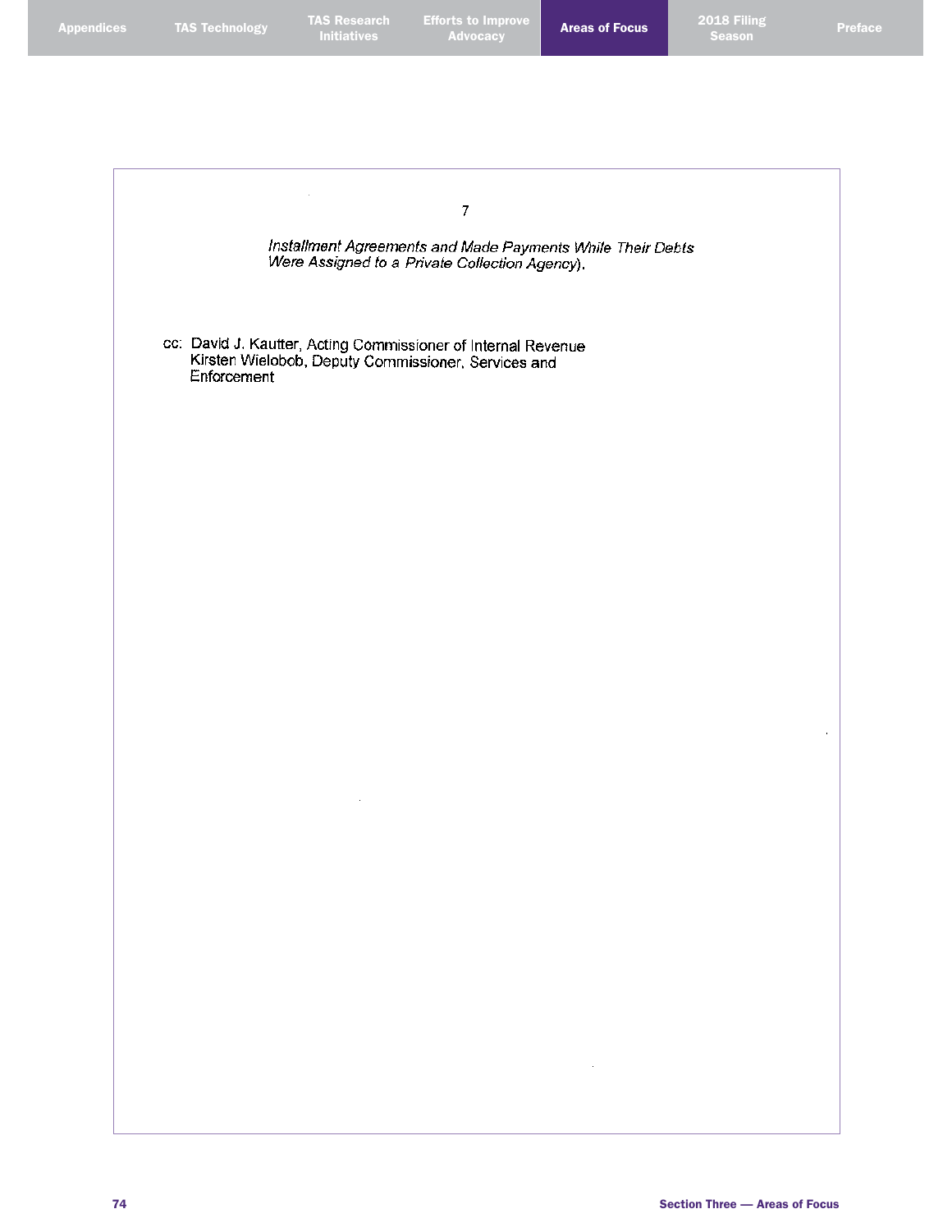*Installment Agreements and Made Payments While Their Debts Were Assigned to a Private Collection Agency*).

cc: David J. Kautter, Acting Commissioner of Internal Revenue
Kirsten Wielobob, Deputy Commissioner, Services and Enforcement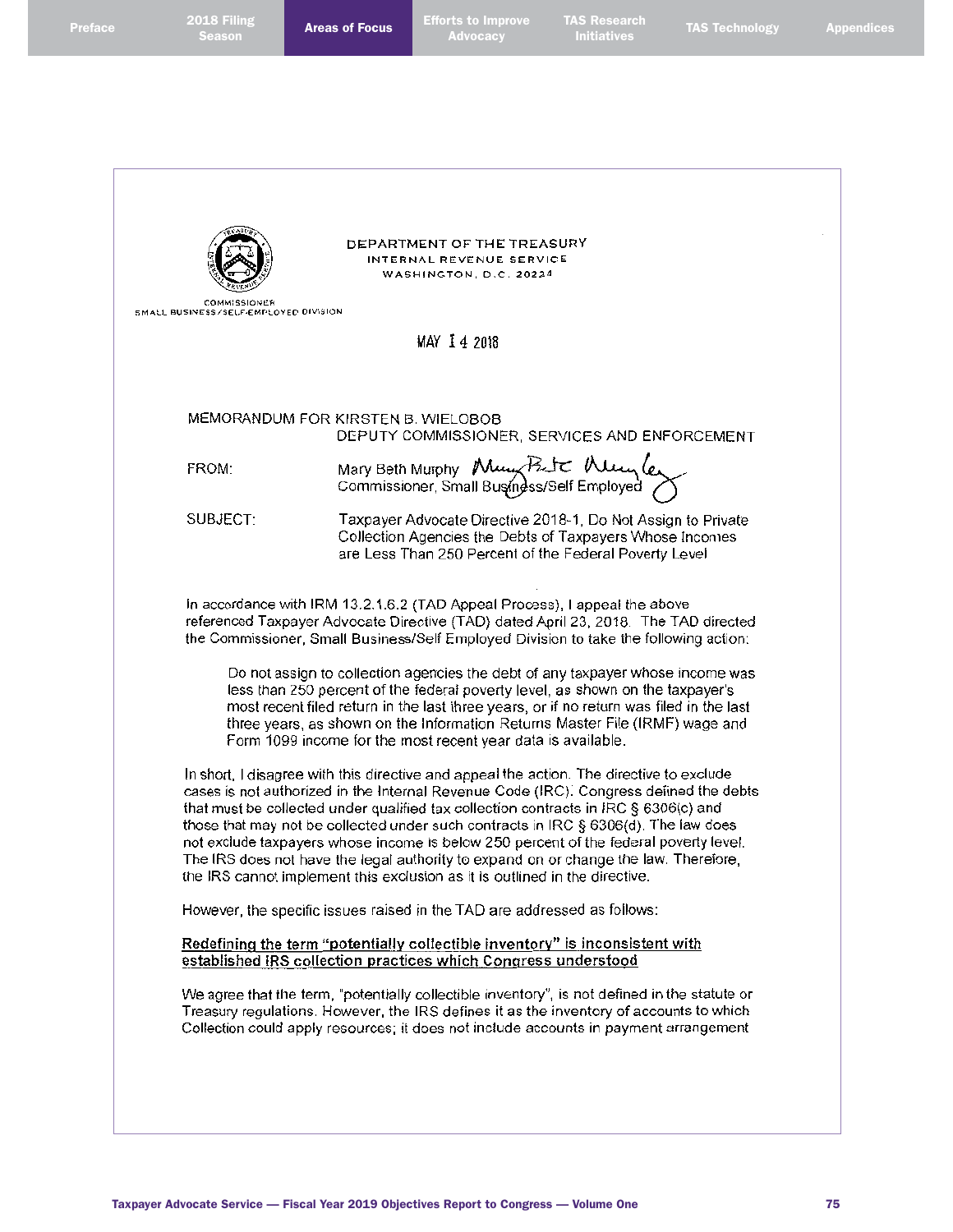DEPARTMENT OF THE TREASURY
INTERNAL REVENUE SERVICE
WASHINGTON, D.C. 20224

COMMISSIONER
SMALL BUSINESS/SELF-EMPLOYED DIVISION

MAY 14 2018

MEMORANDUM FOR KIRSTEN B. WIELOBOB
DEPUTY COMMISSIONER, SERVICES AND ENFORCEMENT

FROM: Mary Beth Murphy
Commissioner, Small Business/Self Employed

SUBJECT: Taxpayer Advocate Directive 2018-1, Do Not Assign to Private Collection Agencies the Debts of Taxpayers Whose Incomes are Less Than 250 Percent of the Federal Poverty Level

In accordance with IRM 13.2.1.6.2 (TAD Appeal Process), I appeal the above referenced Taxpayer Advocate Directive (TAD) dated April 23, 2018. The TAD directed the Commissioner, Small Business/Self Employed Division to take the following action:

> Do not assign to collection agencies the debt of any taxpayer whose income was less than 250 percent of the federal poverty level, as shown on the taxpayer's most recent filed return in the last three years, or if no return was filed in the last three years, as shown on the Information Returns Master File (IRMF) wage and Form 1099 income for the most recent year data is available.

In short, I disagree with this directive and appeal the action. The directive to exclude cases is not authorized in the Internal Revenue Code (IRC). Congress defined the debts that must be collected under qualified tax collection contracts in IRC § 6306(c) and those that may not be collected under such contracts in IRC § 6306(d). The law does not exclude taxpayers whose income is below 250 percent of the federal poverty level. The IRS does not have the legal authority to expand on or change the law. Therefore, the IRS cannot implement this exclusion as it is outlined in the directive.

However, the specific issues raised in the TAD are addressed as follows:

<u>Redefining the term "potentially collectible inventory" is inconsistent with established IRS collection practices which Congress understood</u>

We agree that the term, "potentially collectible inventory", is not defined in the statute or Treasury regulations. However, the IRS defines it as the inventory of accounts to which Collection could apply resources; it does not include accounts in payment arrangement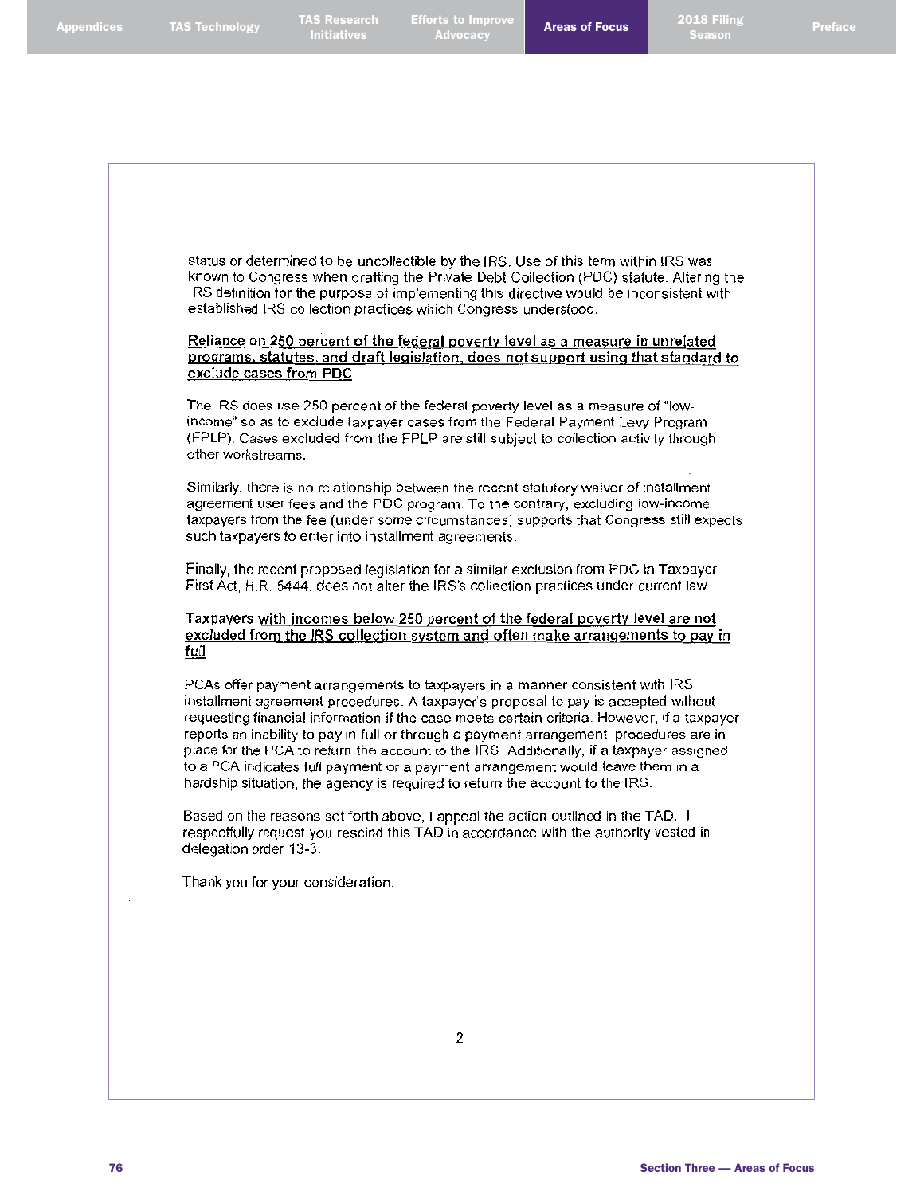status or determined to be uncollectible by the IRS. Use of this term within IRS was known to Congress when drafting the Private Debt Collection (PDC) statute. Altering the IRS definition for the purpose of implementing this directive would be inconsistent with established IRS collection practices which Congress understood.

**<u>Reliance on 250 percent of the federal poverty level as a measure in unrelated programs, statutes, and draft legislation, does not support using that standard to exclude cases from PDC</u>**

The IRS does use 250 percent of the federal poverty level as a measure of "low-income" so as to exclude taxpayer cases from the Federal Payment Levy Program (FPLP). Cases excluded from the FPLP are still subject to collection activity through other workstreams.

Similarly, there is no relationship between the recent statutory waiver of installment agreement user fees and the PDC program. To the contrary, excluding low-income taxpayers from the fee (under some circumstances) supports that Congress still expects such taxpayers to enter into installment agreements.

Finally, the recent proposed legislation for a similar exclusion from PDC in Taxpayer First Act, H.R. 5444, does not alter the IRS's collection practices under current law.

**<u>Taxpayers with incomes below 250 percent of the federal poverty level are not excluded from the IRS collection system and often make arrangements to pay in full</u>**

PCAs offer payment arrangements to taxpayers in a manner consistent with IRS installment agreement procedures. A taxpayer's proposal to pay is accepted without requesting financial information if the case meets certain criteria. However, if a taxpayer reports an inability to pay in full or through a payment arrangement, procedures are in place for the PCA to return the account to the IRS. Additionally, if a taxpayer assigned to a PCA indicates full payment or a payment arrangement would leave them in a hardship situation, the agency is required to return the account to the IRS.

Based on the reasons set forth above, I appeal the action outlined in the TAD. I respectfully request you rescind this TAD in accordance with the authority vested in delegation order 13-3.

Thank you for your consideration.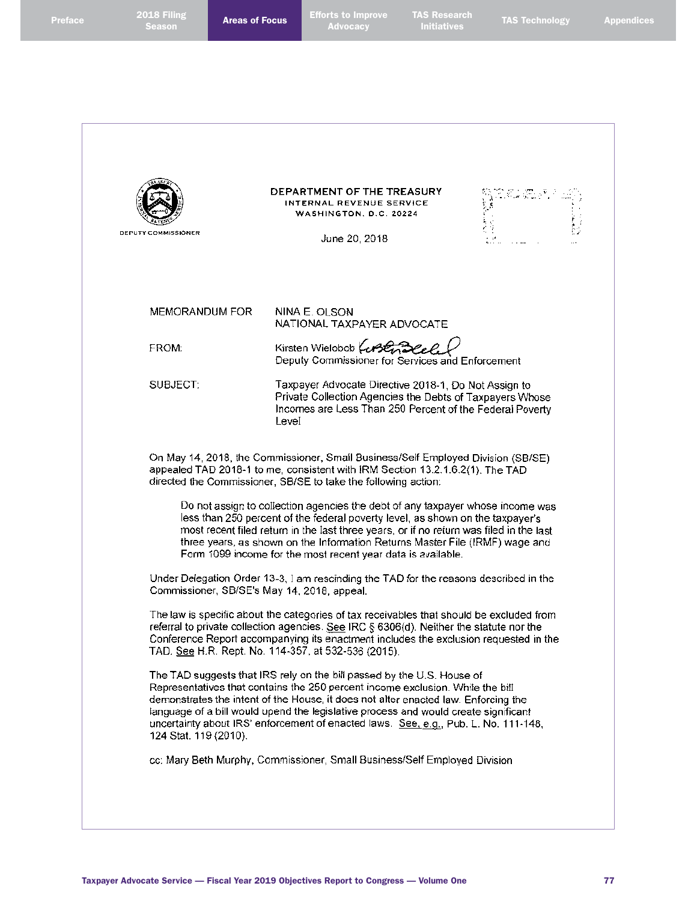DEPARTMENT OF THE TREASURY
INTERNAL REVENUE SERVICE
WASHINGTON, D.C. 20224

DEPUTY COMMISSIONER

June 20, 2018

MEMORANDUM FOR NINA E. OLSON
NATIONAL TAXPAYER ADVOCATE

FROM: Kirsten Wielobob
Deputy Commissioner for Services and Enforcement

SUBJECT: Taxpayer Advocate Directive 2018-1, Do Not Assign to Private Collection Agencies the Debts of Taxpayers Whose Incomes are Less Than 250 Percent of the Federal Poverty Level

On May 14, 2018, the Commissioner, Small Business/Self Employed Division (SB/SE) appealed TAD 2018-1 to me, consistent with IRM Section 13.2.1.6.2(1). The TAD directed the Commissioner, SB/SE to take the following action:

> Do not assign to collection agencies the debt of any taxpayer whose income was less than 250 percent of the federal poverty level, as shown on the taxpayer's most recent filed return in the last three years, or if no return was filed in the last three years, as shown on the Information Returns Master File (IRMF) wage and Form 1099 income for the most recent year data is available.

Under Delegation Order 13-3, I am rescinding the TAD for the reasons described in the Commissioner, SB/SE's May 14, 2018, appeal.

The law is specific about the categories of tax receivables that should be excluded from referral to private collection agencies. See IRC § 6306(d). Neither the statute nor the Conference Report accompanying its enactment includes the exclusion requested in the TAD. See H.R. Rept. No. 114-357, at 532-536 (2015).

The TAD suggests that IRS rely on the bill passed by the U.S. House of Representatives that contains the 250 percent income exclusion. While the bill demonstrates the intent of the House, it does not alter enacted law. Enforcing the language of a bill would upend the legislative process and would create significant uncertainty about IRS' enforcement of enacted laws. See, e.g., Pub. L. No. 111-148, 124 Stat. 119 (2010).

cc: Mary Beth Murphy, Commissioner, Small Business/Self Employed Division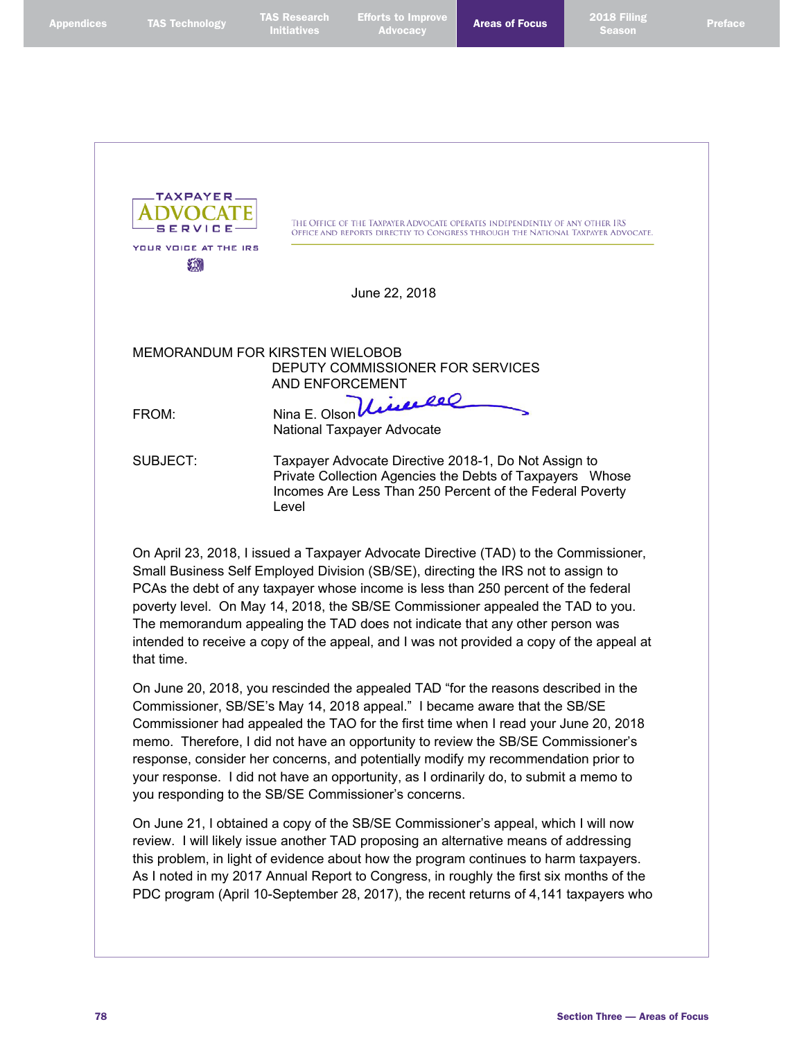TAXPAYER ADVOCATE SERVICE

YOUR VOICE AT THE IRS

THE OFFICE OF THE TAXPAYER ADVOCATE OPERATES INDEPENDENTLY OF ANY OTHER IRS OFFICE AND REPORTS DIRECTLY TO CONGRESS THROUGH THE NATIONAL TAXPAYER ADVOCATE.

June 22, 2018

MEMORANDUM FOR KIRSTEN WIELOBOB
DEPUTY COMMISSIONER FOR SERVICES
AND ENFORCEMENT

FROM: Nina E. Olson
National Taxpayer Advocate

SUBJECT: Taxpayer Advocate Directive 2018-1, Do Not Assign to Private Collection Agencies the Debts of Taxpayers Whose Incomes Are Less Than 250 Percent of the Federal Poverty Level

On April 23, 2018, I issued a Taxpayer Advocate Directive (TAD) to the Commissioner, Small Business Self Employed Division (SB/SE), directing the IRS not to assign to PCAs the debt of any taxpayer whose income is less than 250 percent of the federal poverty level. On May 14, 2018, the SB/SE Commissioner appealed the TAD to you. The memorandum appealing the TAD does not indicate that any other person was intended to receive a copy of the appeal, and I was not provided a copy of the appeal at that time.

On June 20, 2018, you rescinded the appealed TAD "for the reasons described in the Commissioner, SB/SE's May 14, 2018 appeal." I became aware that the SB/SE Commissioner had appealed the TAO for the first time when I read your June 20, 2018 memo. Therefore, I did not have an opportunity to review the SB/SE Commissioner's response, consider her concerns, and potentially modify my recommendation prior to your response. I did not have an opportunity, as I ordinarily do, to submit a memo to you responding to the SB/SE Commissioner's concerns.

On June 21, I obtained a copy of the SB/SE Commissioner's appeal, which I will now review. I will likely issue another TAD proposing an alternative means of addressing this problem, in light of evidence about how the program continues to harm taxpayers. As I noted in my 2017 Annual Report to Congress, in roughly the first six months of the PDC program (April 10-September 28, 2017), the recent returns of 4,141 taxpayers who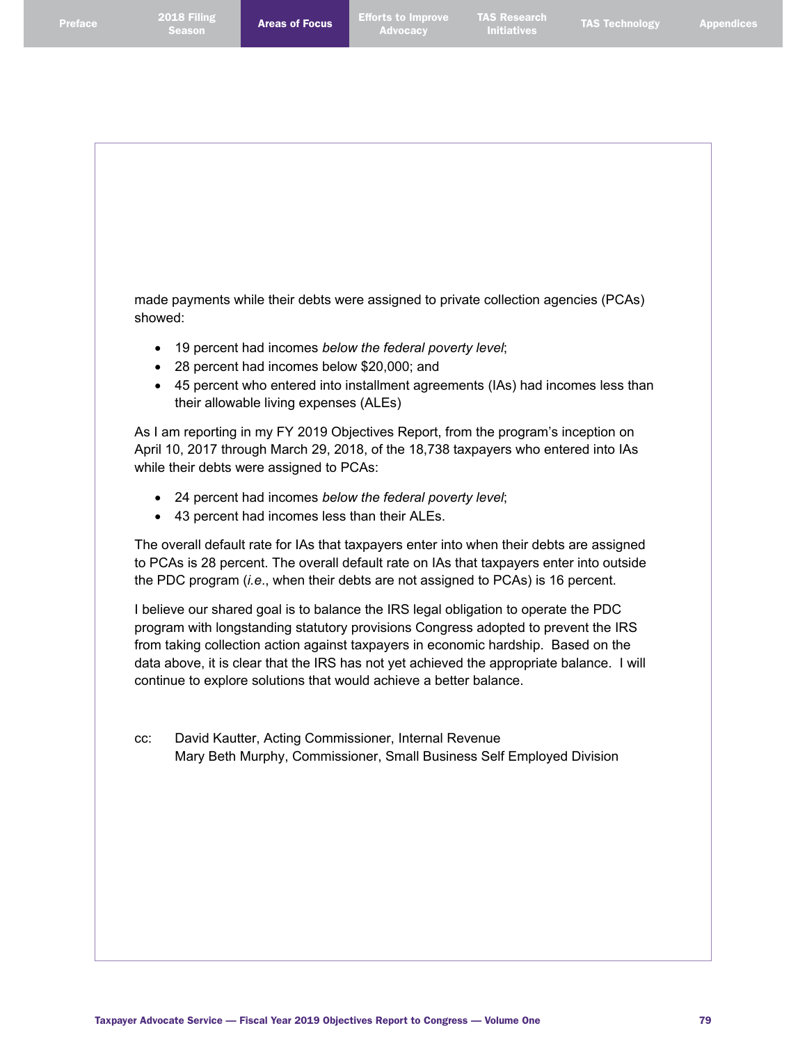made payments while their debts were assigned to private collection agencies (PCAs) showed:

- 19 percent had incomes *below the federal poverty level*;
- 28 percent had incomes below $20,000; and
- 45 percent who entered into installment agreements (IAs) had incomes less than their allowable living expenses (ALEs)

As I am reporting in my FY 2019 Objectives Report, from the program's inception on April 10, 2017 through March 29, 2018, of the 18,738 taxpayers who entered into IAs while their debts were assigned to PCAs:

- 24 percent had incomes *below the federal poverty level*;
- 43 percent had incomes less than their ALEs.

The overall default rate for IAs that taxpayers enter into when their debts are assigned to PCAs is 28 percent. The overall default rate on IAs that taxpayers enter into outside the PDC program (*i.e.*, when their debts are not assigned to PCAs) is 16 percent.

I believe our shared goal is to balance the IRS legal obligation to operate the PDC program with longstanding statutory provisions Congress adopted to prevent the IRS from taking collection action against taxpayers in economic hardship. Based on the data above, it is clear that the IRS has not yet achieved the appropriate balance. I will continue to explore solutions that would achieve a better balance.

cc: David Kautter, Acting Commissioner, Internal Revenue
Mary Beth Murphy, Commissioner, Small Business Self Employed Division